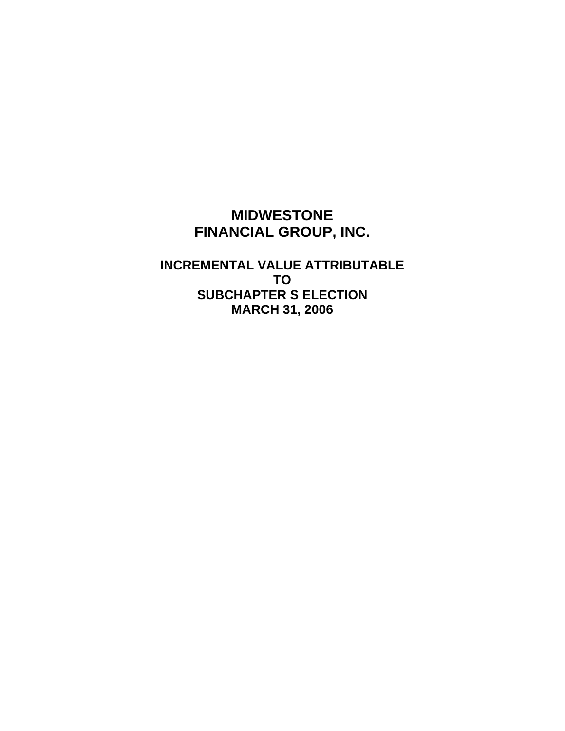# MIDWESTONE FINANCIAL GROUP, INC.

## INCREMENTAL VALUE ATTRIBUTABLE TO SUBCHAPTER S ELECTION MARCH 31, 2006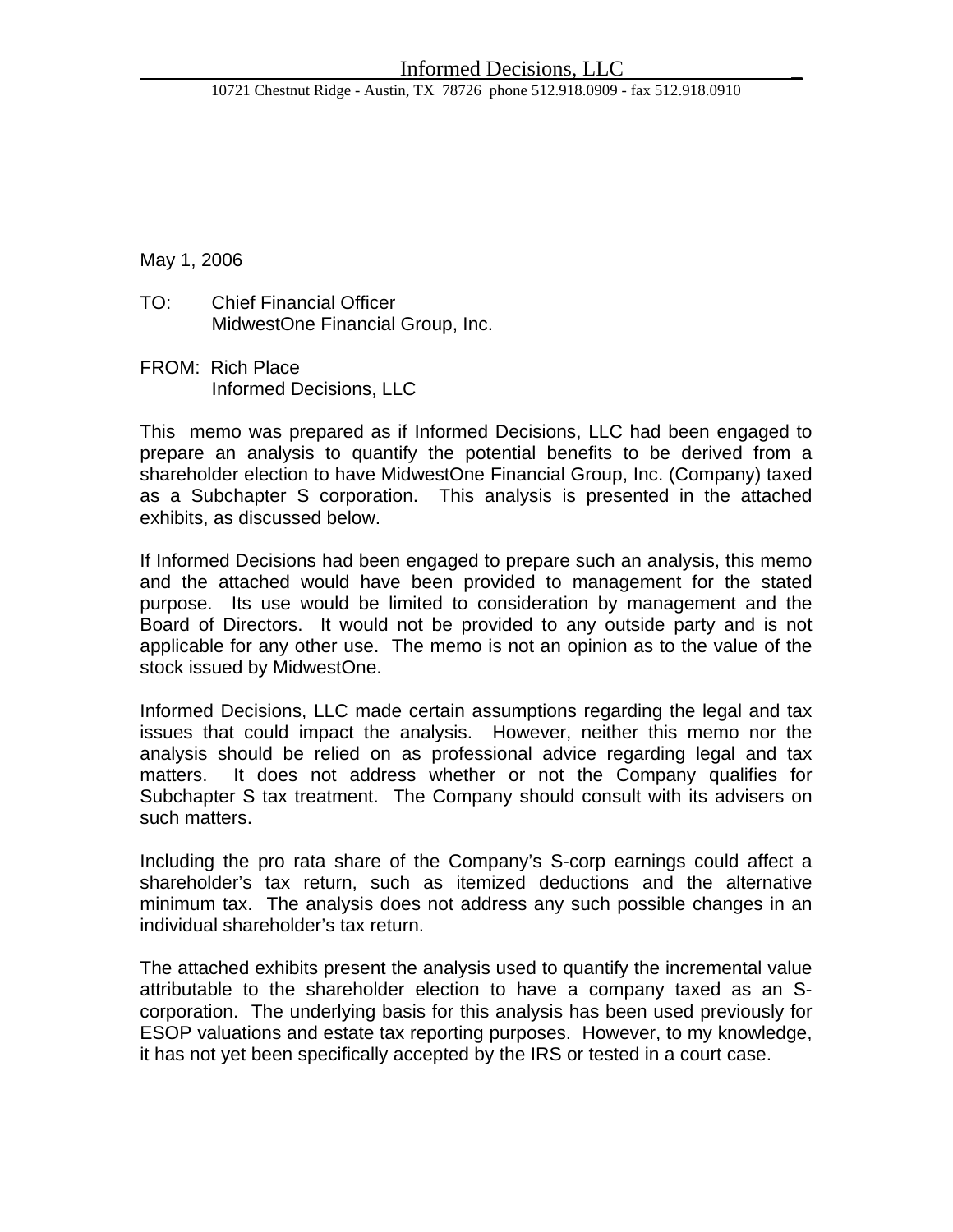Informed Decisions, LLC

10721 Chestnut Ridge - Austin, TX 78726 phone 512.918.0909 - fax 512.918.0910

May 1, 2006

TO: Chief Financial Officer
MidwestOne Financial Group, Inc.

FROM: Rich Place
Informed Decisions, LLC

This memo was prepared as if Informed Decisions, LLC had been engaged to prepare an analysis to quantify the potential benefits to be derived from a shareholder election to have MidwestOne Financial Group, Inc. (Company) taxed as a Subchapter S corporation. This analysis is presented in the attached exhibits, as discussed below.

If Informed Decisions had been engaged to prepare such an analysis, this memo and the attached would have been provided to management for the stated purpose. Its use would be limited to consideration by management and the Board of Directors. It would not be provided to any outside party and is not applicable for any other use. The memo is not an opinion as to the value of the stock issued by MidwestOne.

Informed Decisions, LLC made certain assumptions regarding the legal and tax issues that could impact the analysis. However, neither this memo nor the analysis should be relied on as professional advice regarding legal and tax matters. It does not address whether or not the Company qualifies for Subchapter S tax treatment. The Company should consult with its advisers on such matters.

Including the pro rata share of the Company's S-corp earnings could affect a shareholder's tax return, such as itemized deductions and the alternative minimum tax. The analysis does not address any such possible changes in an individual shareholder's tax return.

The attached exhibits present the analysis used to quantify the incremental value attributable to the shareholder election to have a company taxed as an S-corporation. The underlying basis for this analysis has been used previously for ESOP valuations and estate tax reporting purposes. However, to my knowledge, it has not yet been specifically accepted by the IRS or tested in a court case.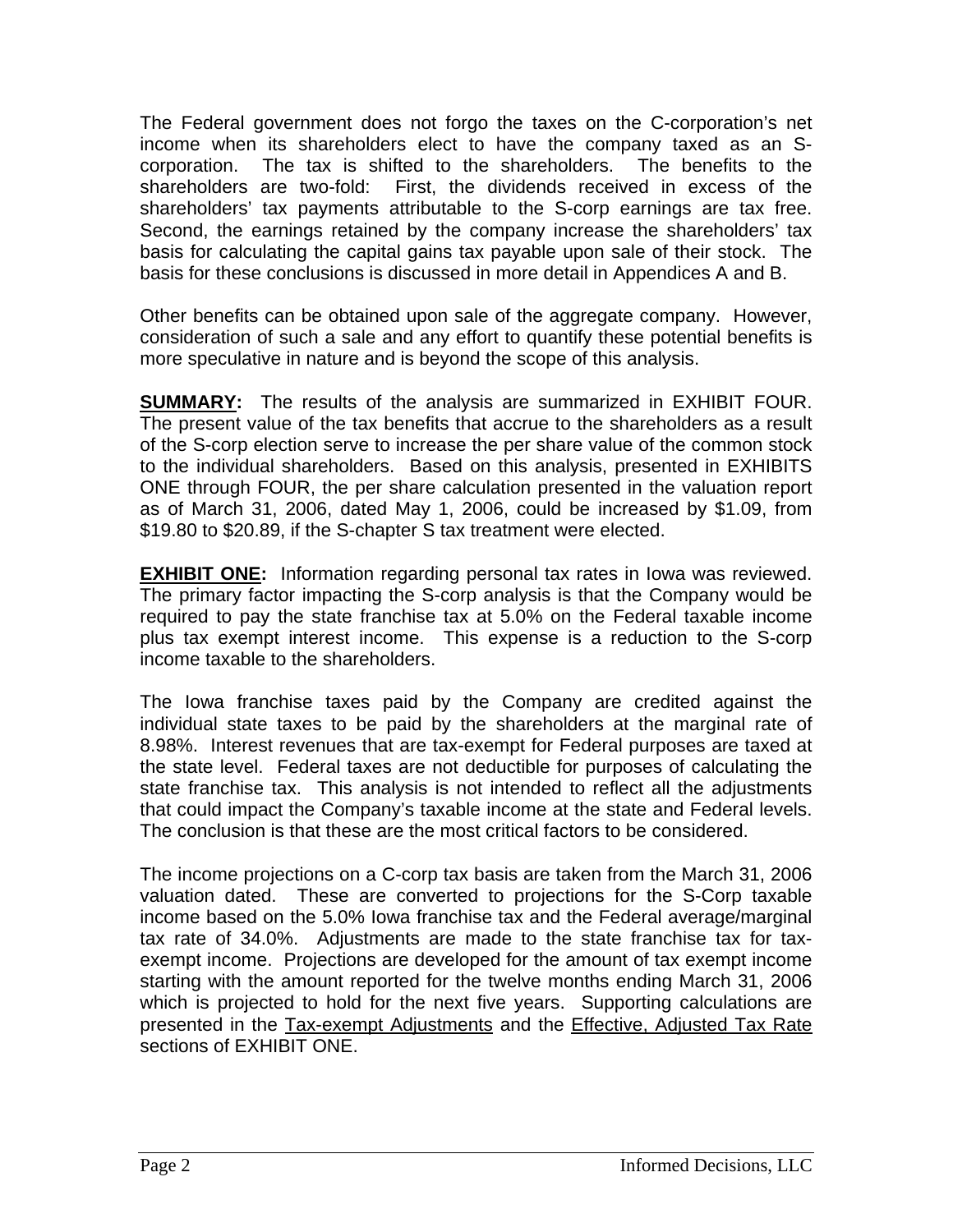The Federal government does not forgo the taxes on the C-corporation's net income when its shareholders elect to have the company taxed as an S-corporation. The tax is shifted to the shareholders. The benefits to the shareholders are two-fold: First, the dividends received in excess of the shareholders' tax payments attributable to the S-corp earnings are tax free. Second, the earnings retained by the company increase the shareholders' tax basis for calculating the capital gains tax payable upon sale of their stock. The basis for these conclusions is discussed in more detail in Appendices A and B.

Other benefits can be obtained upon sale of the aggregate company. However, consideration of such a sale and any effort to quantify these potential benefits is more speculative in nature and is beyond the scope of this analysis.

**SUMMARY:** The results of the analysis are summarized in EXHIBIT FOUR. The present value of the tax benefits that accrue to the shareholders as a result of the S-corp election serve to increase the per share value of the common stock to the individual shareholders. Based on this analysis, presented in EXHIBITS ONE through FOUR, the per share calculation presented in the valuation report as of March 31, 2006, dated May 1, 2006, could be increased by $1.09, from $19.80 to $20.89, if the S-chapter S tax treatment were elected.

**EXHIBIT ONE:** Information regarding personal tax rates in Iowa was reviewed. The primary factor impacting the S-corp analysis is that the Company would be required to pay the state franchise tax at 5.0% on the Federal taxable income plus tax exempt interest income. This expense is a reduction to the S-corp income taxable to the shareholders.

The Iowa franchise taxes paid by the Company are credited against the individual state taxes to be paid by the shareholders at the marginal rate of 8.98%. Interest revenues that are tax-exempt for Federal purposes are taxed at the state level. Federal taxes are not deductible for purposes of calculating the state franchise tax. This analysis is not intended to reflect all the adjustments that could impact the Company's taxable income at the state and Federal levels. The conclusion is that these are the most critical factors to be considered.

The income projections on a C-corp tax basis are taken from the March 31, 2006 valuation dated. These are converted to projections for the S-Corp taxable income based on the 5.0% Iowa franchise tax and the Federal average/marginal tax rate of 34.0%. Adjustments are made to the state franchise tax for tax-exempt income. Projections are developed for the amount of tax exempt income starting with the amount reported for the twelve months ending March 31, 2006 which is projected to hold for the next five years. Supporting calculations are presented in the Tax-exempt Adjustments and the Effective, Adjusted Tax Rate sections of EXHIBIT ONE.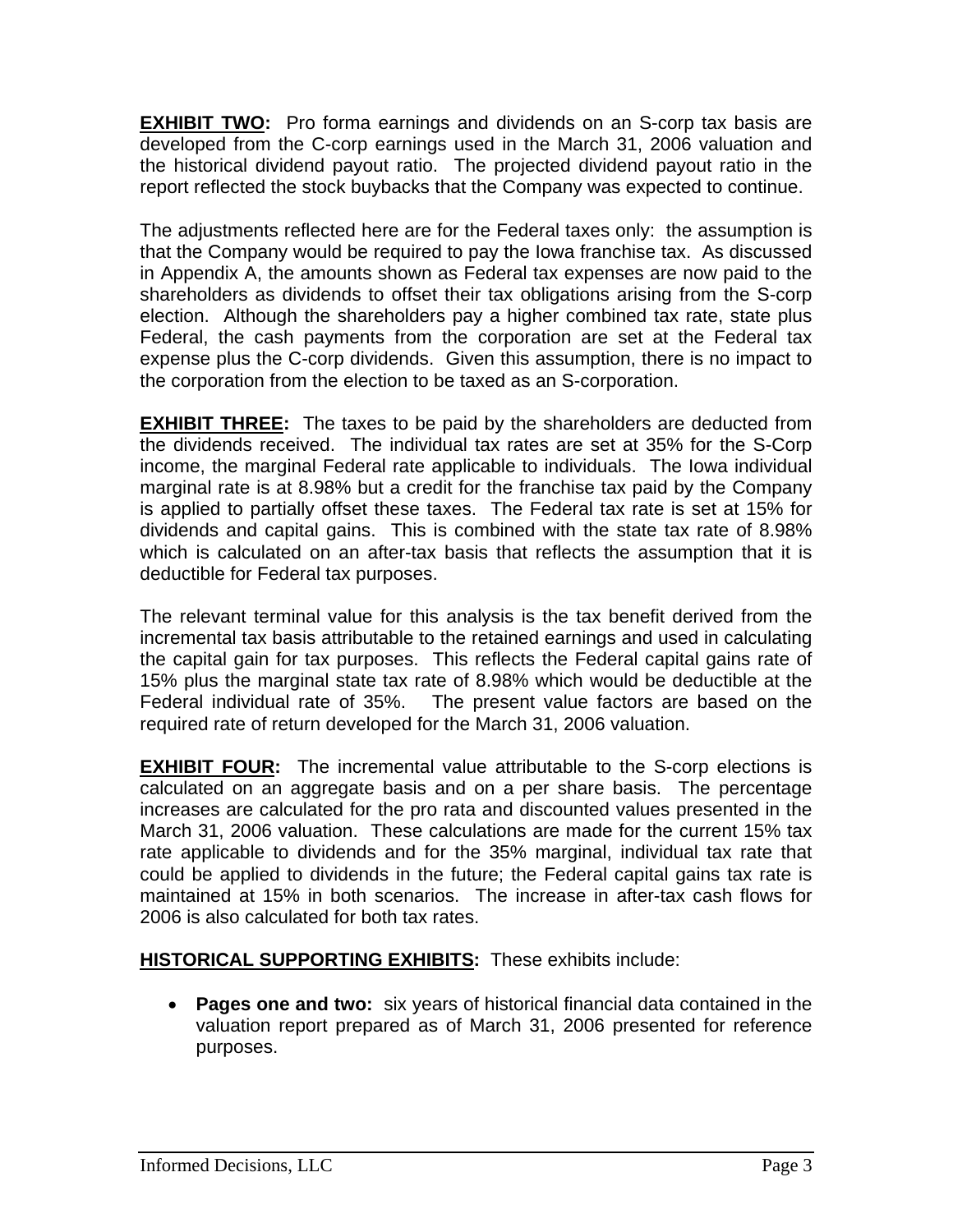**<u>EXHIBIT TWO</u>:** Pro forma earnings and dividends on an S-corp tax basis are developed from the C-corp earnings used in the March 31, 2006 valuation and the historical dividend payout ratio. The projected dividend payout ratio in the report reflected the stock buybacks that the Company was expected to continue.

The adjustments reflected here are for the Federal taxes only: the assumption is that the Company would be required to pay the Iowa franchise tax. As discussed in Appendix A, the amounts shown as Federal tax expenses are now paid to the shareholders as dividends to offset their tax obligations arising from the S-corp election. Although the shareholders pay a higher combined tax rate, state plus Federal, the cash payments from the corporation are set at the Federal tax expense plus the C-corp dividends. Given this assumption, there is no impact to the corporation from the election to be taxed as an S-corporation.

**<u>EXHIBIT THREE</u>:** The taxes to be paid by the shareholders are deducted from the dividends received. The individual tax rates are set at 35% for the S-Corp income, the marginal Federal rate applicable to individuals. The Iowa individual marginal rate is at 8.98% but a credit for the franchise tax paid by the Company is applied to partially offset these taxes. The Federal tax rate is set at 15% for dividends and capital gains. This is combined with the state tax rate of 8.98% which is calculated on an after-tax basis that reflects the assumption that it is deductible for Federal tax purposes.

The relevant terminal value for this analysis is the tax benefit derived from the incremental tax basis attributable to the retained earnings and used in calculating the capital gain for tax purposes. This reflects the Federal capital gains rate of 15% plus the marginal state tax rate of 8.98% which would be deductible at the Federal individual rate of 35%. The present value factors are based on the required rate of return developed for the March 31, 2006 valuation.

**<u>EXHIBIT FOUR</u>:** The incremental value attributable to the S-corp elections is calculated on an aggregate basis and on a per share basis. The percentage increases are calculated for the pro rata and discounted values presented in the March 31, 2006 valuation. These calculations are made for the current 15% tax rate applicable to dividends and for the 35% marginal, individual tax rate that could be applied to dividends in the future; the Federal capital gains tax rate is maintained at 15% in both scenarios. The increase in after-tax cash flows for 2006 is also calculated for both tax rates.

**<u>HISTORICAL SUPPORTING EXHIBITS</u>:** These exhibits include:

- **Pages one and two:** six years of historical financial data contained in the valuation report prepared as of March 31, 2006 presented for reference purposes.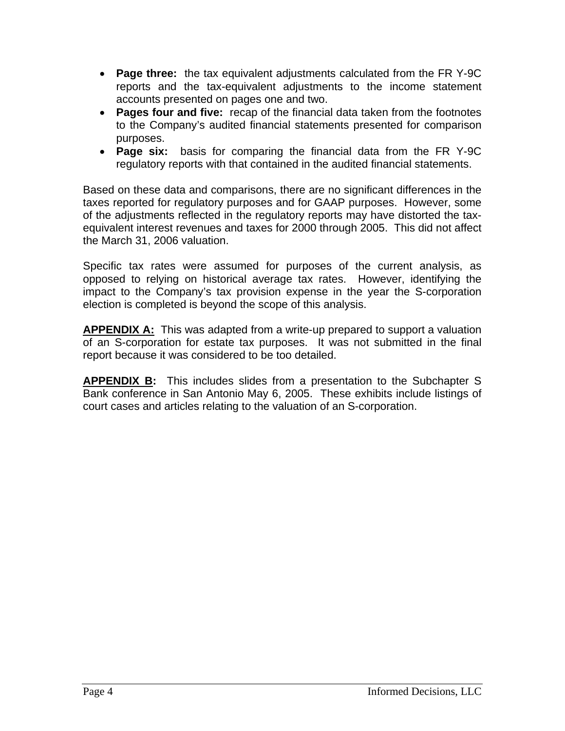- **Page three:** the tax equivalent adjustments calculated from the FR Y-9C reports and the tax-equivalent adjustments to the income statement accounts presented on pages one and two.
- **Pages four and five:** recap of the financial data taken from the footnotes to the Company's audited financial statements presented for comparison purposes.
- **Page six:** basis for comparing the financial data from the FR Y-9C regulatory reports with that contained in the audited financial statements.

Based on these data and comparisons, there are no significant differences in the taxes reported for regulatory purposes and for GAAP purposes. However, some of the adjustments reflected in the regulatory reports may have distorted the tax-equivalent interest revenues and taxes for 2000 through 2005. This did not affect the March 31, 2006 valuation.

Specific tax rates were assumed for purposes of the current analysis, as opposed to relying on historical average tax rates. However, identifying the impact to the Company's tax provision expense in the year the S-corporation election is completed is beyond the scope of this analysis.

**APPENDIX A:** This was adapted from a write-up prepared to support a valuation of an S-corporation for estate tax purposes. It was not submitted in the final report because it was considered to be too detailed.

**APPENDIX B:** This includes slides from a presentation to the Subchapter S Bank conference in San Antonio May 6, 2005. These exhibits include listings of court cases and articles relating to the valuation of an S-corporation.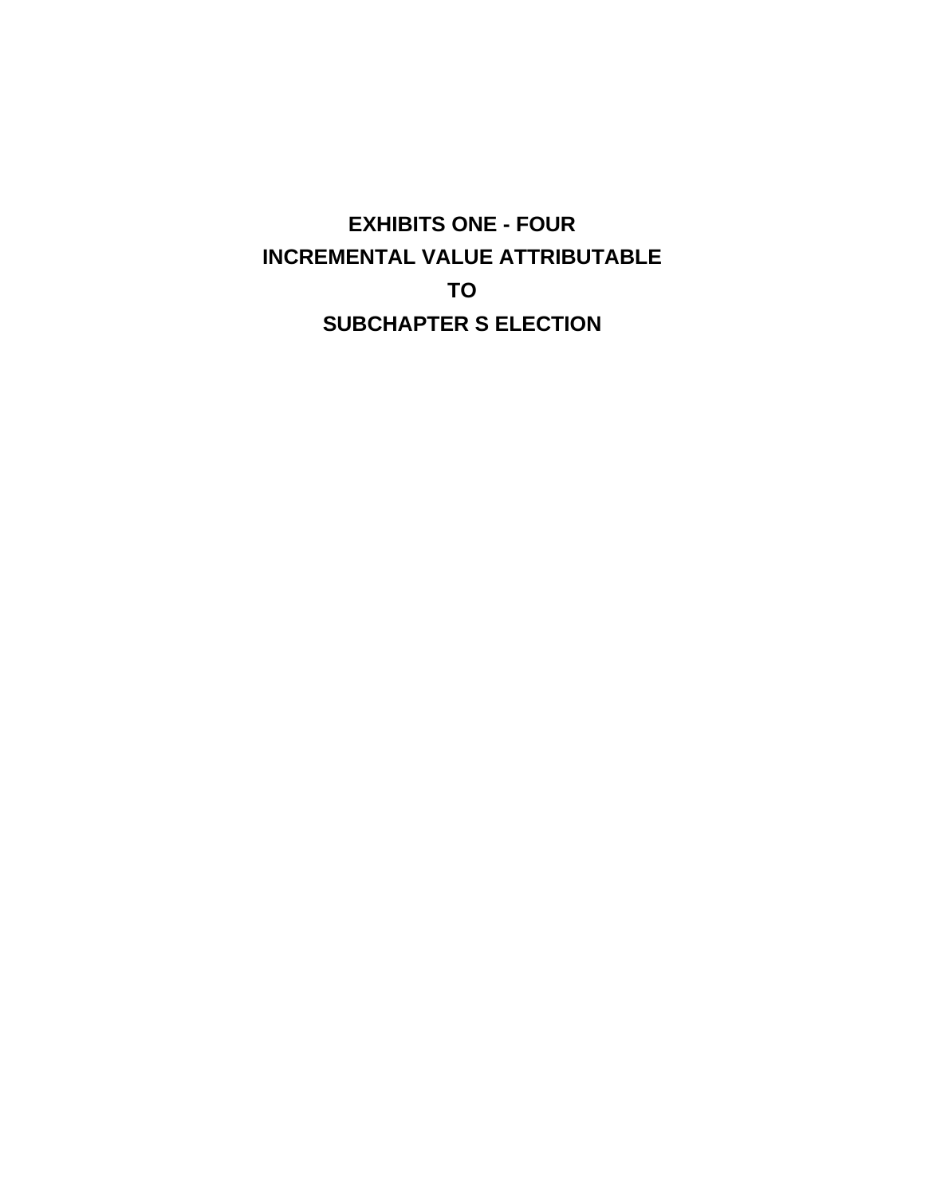# EXHIBITS ONE - FOUR
# INCREMENTAL VALUE ATTRIBUTABLE
# TO
# SUBCHAPTER S ELECTION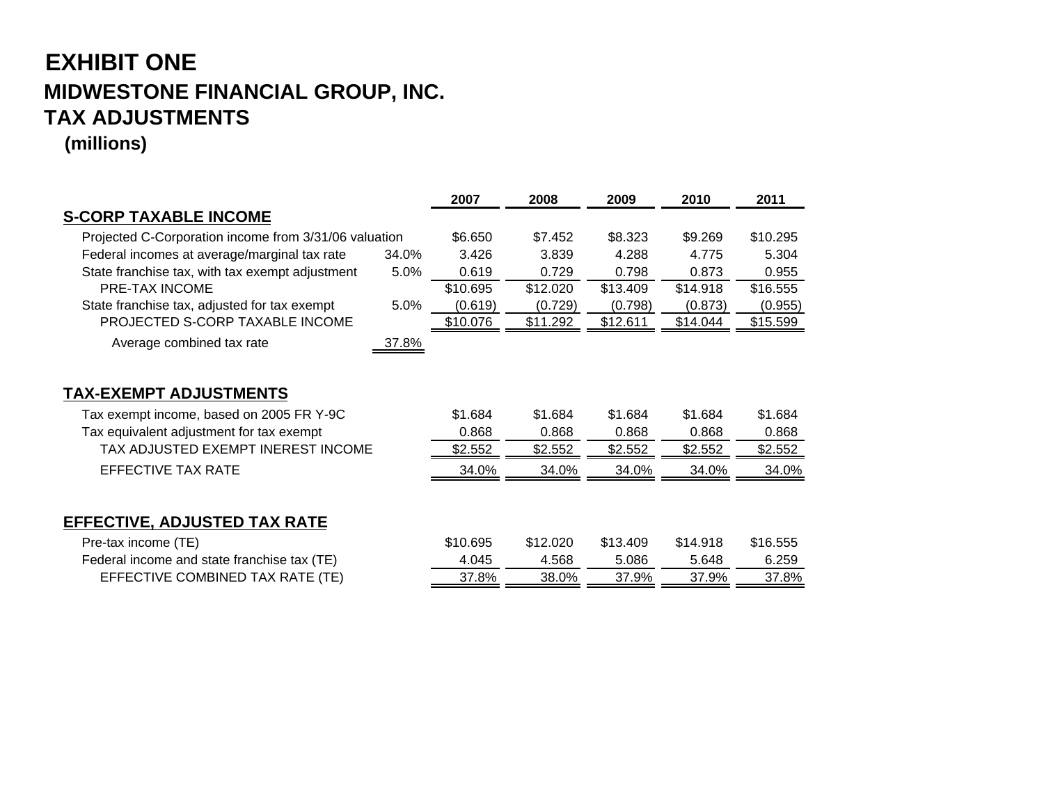# EXHIBIT ONE

## MIDWESTONE FINANCIAL GROUP, INC.

## TAX ADJUSTMENTS

**(millions)**

| | | 2007 | 2008 | 2009 | 2010 | 2011 |
|---|---|---|---|---|---|---|
| **S-CORP TAXABLE INCOME** | | | | | | |
| Projected C-Corporation income from 3/31/06 valuation | | $6.650 | $7.452 | $8.323 | $9.269 | $10.295 |
| Federal incomes at average/marginal tax rate | 34.0% | 3.426 | 3.839 | 4.288 | 4.775 | 5.304 |
| State franchise tax, with tax exempt adjustment | 5.0% | 0.619 | 0.729 | 0.798 | 0.873 | 0.955 |
| PRE-TAX INCOME | | $10.695 | $12.020 | $13.409 | $14.918 | $16.555 |
| State franchise tax, adjusted for tax exempt | 5.0% | (0.619) | (0.729) | (0.798) | (0.873) | (0.955) |
| PROJECTED S-CORP TAXABLE INCOME | | $10.076 | $11.292 | $12.611 | $14.044 | $15.599 |
| Average combined tax rate | 37.8% | | | | | |
| | | | | | | |
| **TAX-EXEMPT ADJUSTMENTS** | | | | | | |
| Tax exempt income, based on 2005 FR Y-9C | | $1.684 | $1.684 | $1.684 | $1.684 | $1.684 |
| Tax equivalent adjustment for tax exempt | | 0.868 | 0.868 | 0.868 | 0.868 | 0.868 |
| TAX ADJUSTED EXEMPT INEREST INCOME | | $2.552 | $2.552 | $2.552 | $2.552 | $2.552 |
| EFFECTIVE TAX RATE | | 34.0% | 34.0% | 34.0% | 34.0% | 34.0% |
| | | | | | | |
| **EFFECTIVE, ADJUSTED TAX RATE** | | | | | | |
| Pre-tax income (TE) | | $10.695 | $12.020 | $13.409 | $14.918 | $16.555 |
| Federal income and state franchise tax (TE) | | 4.045 | 4.568 | 5.086 | 5.648 | 6.259 |
| EFFECTIVE COMBINED TAX RATE (TE) | | 37.8% | 38.0% | 37.9% | 37.9% | 37.8% |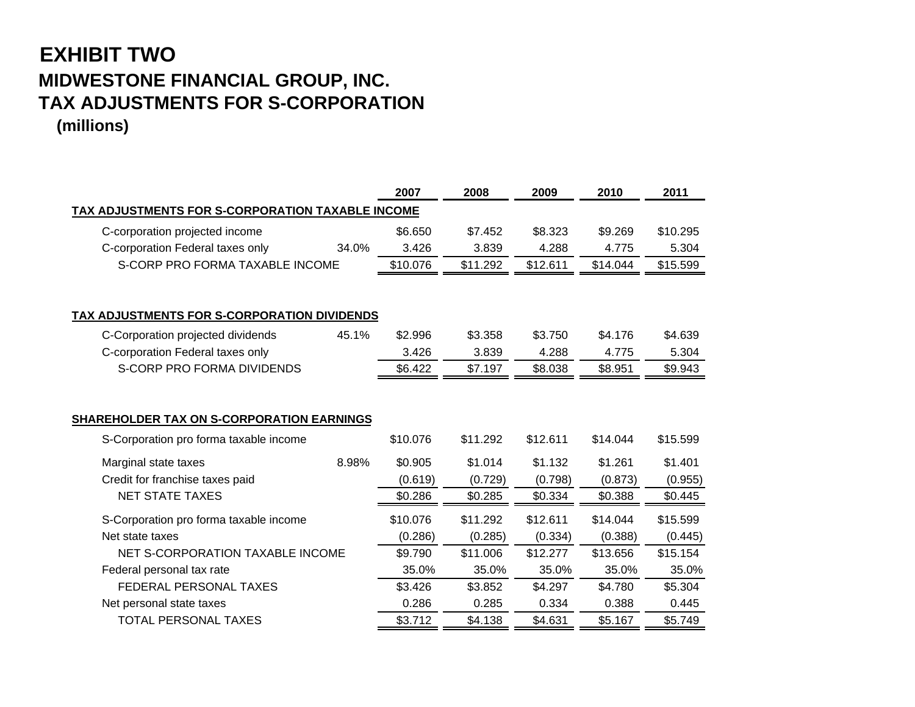# EXHIBIT TWO

## MIDWESTONE FINANCIAL GROUP, INC.

## TAX ADJUSTMENTS FOR S-CORPORATION

**(millions)**

| | | 2007 | 2008 | 2009 | 2010 | 2011 |
|---|---|---|---|---|---|---|
| **TAX ADJUSTMENTS FOR S-CORPORATION TAXABLE INCOME** | | | | | | |
| C-corporation projected income | | $6.650 | $7.452 | $8.323 | $9.269 | $10.295 |
| C-corporation Federal taxes only | 34.0% | 3.426 | 3.839 | 4.288 | 4.775 | 5.304 |
| S-CORP PRO FORMA TAXABLE INCOME | | $10.076 | $11.292 | $12.611 | $14.044 | $15.599 |
| | | | | | | |
| **TAX ADJUSTMENTS FOR S-CORPORATION DIVIDENDS** | | | | | | |
| C-Corporation projected dividends | 45.1% | $2.996 | $3.358 | $3.750 | $4.176 | $4.639 |
| C-corporation Federal taxes only | | 3.426 | 3.839 | 4.288 | 4.775 | 5.304 |
| S-CORP PRO FORMA DIVIDENDS | | $6.422 | $7.197 | $8.038 | $8.951 | $9.943 |
| | | | | | | |
| **SHAREHOLDER TAX ON S-CORPORATION EARNINGS** | | | | | | |
| S-Corporation pro forma taxable income | | $10.076 | $11.292 | $12.611 | $14.044 | $15.599 |
| Marginal state taxes | 8.98% | $0.905 | $1.014 | $1.132 | $1.261 | $1.401 |
| Credit for franchise taxes paid | | (0.619) | (0.729) | (0.798) | (0.873) | (0.955) |
| NET STATE TAXES | | $0.286 | $0.285 | $0.334 | $0.388 | $0.445 |
| S-Corporation pro forma taxable income | | $10.076 | $11.292 | $12.611 | $14.044 | $15.599 |
| Net state taxes | | (0.286) | (0.285) | (0.334) | (0.388) | (0.445) |
| NET S-CORPORATION TAXABLE INCOME | | $9.790 | $11.006 | $12.277 | $13.656 | $15.154 |
| Federal personal tax rate | | 35.0% | 35.0% | 35.0% | 35.0% | 35.0% |
| FEDERAL PERSONAL TAXES | | $3.426 | $3.852 | $4.297 | $4.780 | $5.304 |
| Net personal state taxes | | 0.286 | 0.285 | 0.334 | 0.388 | 0.445 |
| TOTAL PERSONAL TAXES | | $3.712 | $4.138 | $4.631 | $5.167 | $5.749 |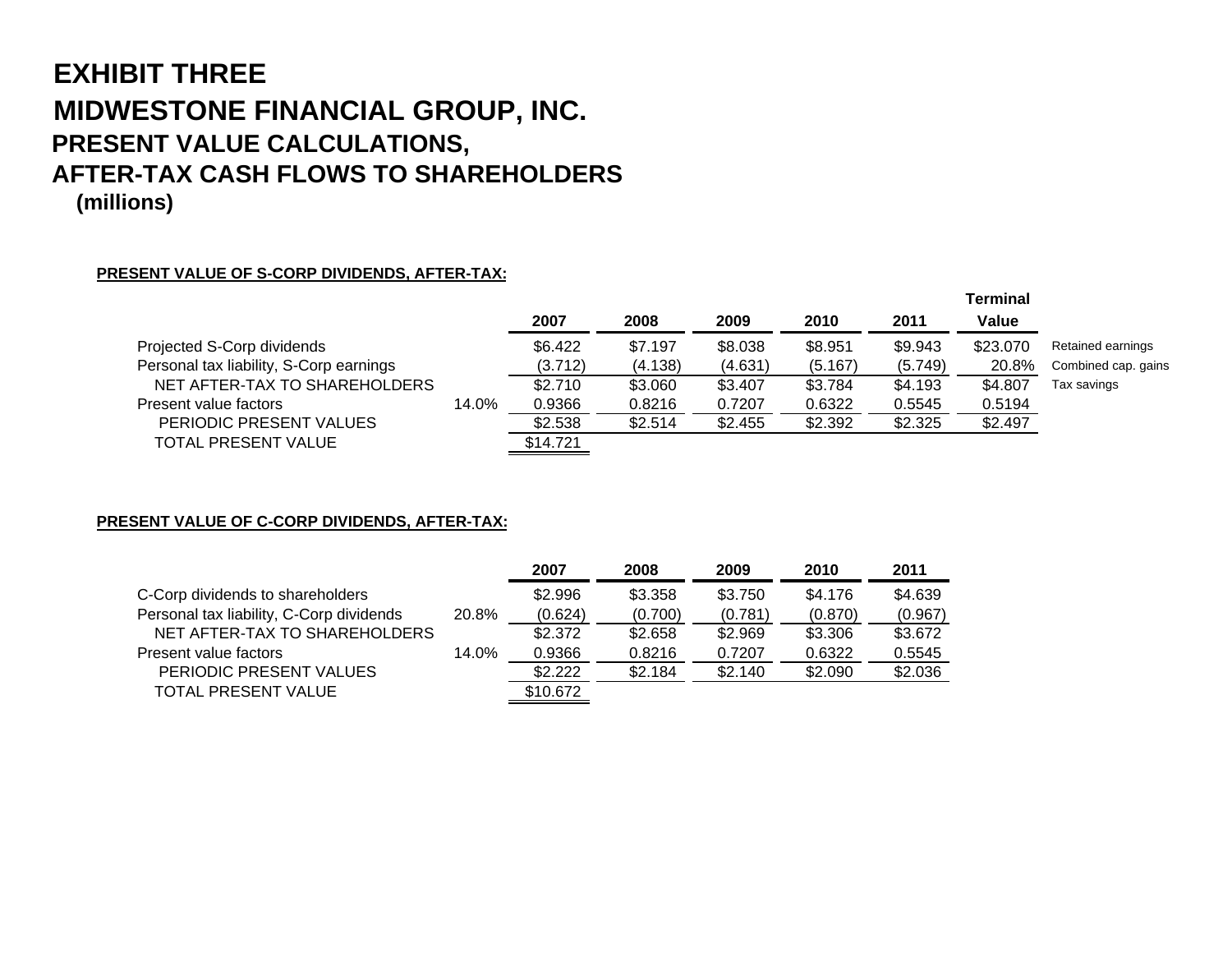# EXHIBIT THREE

# MIDWESTONE FINANCIAL GROUP, INC.

## PRESENT VALUE CALCULATIONS,
## AFTER-TAX CASH FLOWS TO SHAREHOLDERS

**(millions)**

**PRESENT VALUE OF S-CORP DIVIDENDS, AFTER-TAX:**

| | | 2007 | 2008 | 2009 | 2010 | 2011 | Terminal Value | |
|---|---|---|---|---|---|---|---|---|
| Projected S-Corp dividends | | $6.422 | $7.197 | $8.038 | $8.951 | $9.943 | $23.070 | Retained earnings |
| Personal tax liability, S-Corp earnings | | (3.712) | (4.138) | (4.631) | (5.167) | (5.749) | 20.8% | Combined cap. gains |
| NET AFTER-TAX TO SHAREHOLDERS | | $2.710 | $3.060 | $3.407 | $3.784 | $4.193 | $4.807 | Tax savings |
| Present value factors | 14.0% | 0.9366 | 0.8216 | 0.7207 | 0.6322 | 0.5545 | 0.5194 | |
| PERIODIC PRESENT VALUES | | $2.538 | $2.514 | $2.455 | $2.392 | $2.325 | $2.497 | |
| TOTAL PRESENT VALUE | | $14.721 | | | | | | |

**PRESENT VALUE OF C-CORP DIVIDENDS, AFTER-TAX:**

| | | 2007 | 2008 | 2009 | 2010 | 2011 |
|---|---|---|---|---|---|---|
| C-Corp dividends to shareholders | | $2.996 | $3.358 | $3.750 | $4.176 | $4.639 |
| Personal tax liability, C-Corp dividends | 20.8% | (0.624) | (0.700) | (0.781) | (0.870) | (0.967) |
| NET AFTER-TAX TO SHAREHOLDERS | | $2.372 | $2.658 | $2.969 | $3.306 | $3.672 |
| Present value factors | 14.0% | 0.9366 | 0.8216 | 0.7207 | 0.6322 | 0.5545 |
| PERIODIC PRESENT VALUES | | $2.222 | $2.184 | $2.140 | $2.090 | $2.036 |
| TOTAL PRESENT VALUE | | $10.672 | | | | |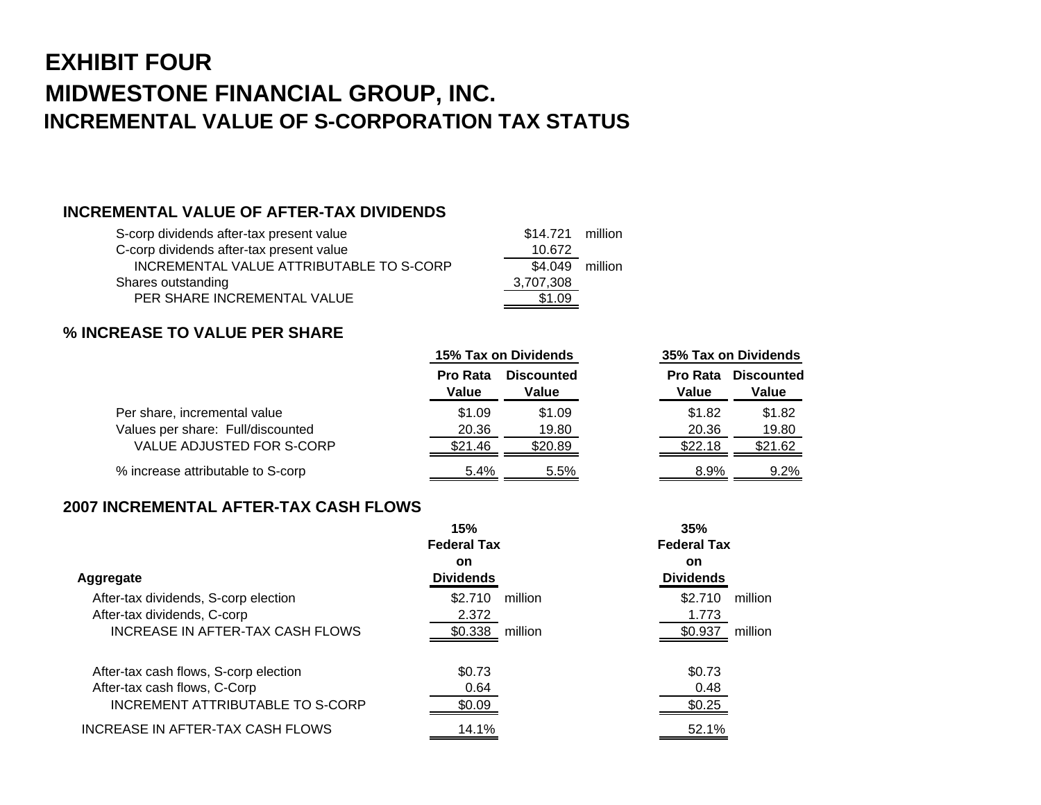# EXHIBIT FOUR

# MIDWESTONE FINANCIAL GROUP, INC.

## INCREMENTAL VALUE OF S-CORPORATION TAX STATUS

### INCREMENTAL VALUE OF AFTER-TAX DIVIDENDS

| | | |
|---|---|---|
| S-corp dividends after-tax present value | $14.721 | million |
| C-corp dividends after-tax present value | 10.672 | |
| INCREMENTAL VALUE ATTRIBUTABLE TO S-CORP | $4.049 | million |
| Shares outstanding | 3,707,308 | |
| PER SHARE INCREMENTAL VALUE | $1.09 | |

### % INCREASE TO VALUE PER SHARE

| | 15% Tax on Dividends | | 35% Tax on Dividends | |
|---|---|---|---|---|
| | Pro Rata Value | Discounted Value | Pro Rata Value | Discounted Value |
| Per share, incremental value | $1.09 | $1.09 | $1.82 | $1.82 |
| Values per share: Full/discounted | 20.36 | 19.80 | 20.36 | 19.80 |
| VALUE ADJUSTED FOR S-CORP | $21.46 | $20.89 | $22.18 | $21.62 |
| % increase attributable to S-corp | 5.4% | 5.5% | 8.9% | 9.2% |

### 2007 INCREMENTAL AFTER-TAX CASH FLOWS

| Aggregate | 15% Federal Tax on Dividends | | 35% Federal Tax on Dividends | |
|---|---|---|---|---|
| After-tax dividends, S-corp election | $2.710 | million | $2.710 | million |
| After-tax dividends, C-corp | 2.372 | | 1.773 | |
| INCREASE IN AFTER-TAX CASH FLOWS | $0.338 | million | $0.937 | million |
| | | | | |
| After-tax cash flows, S-corp election | $0.73 | | $0.73 | |
| After-tax cash flows, C-Corp | 0.64 | | 0.48 | |
| INCREMENT ATTRIBUTABLE TO S-CORP | $0.09 | | $0.25 | |
| INCREASE IN AFTER-TAX CASH FLOWS | 14.1% | | 52.1% | |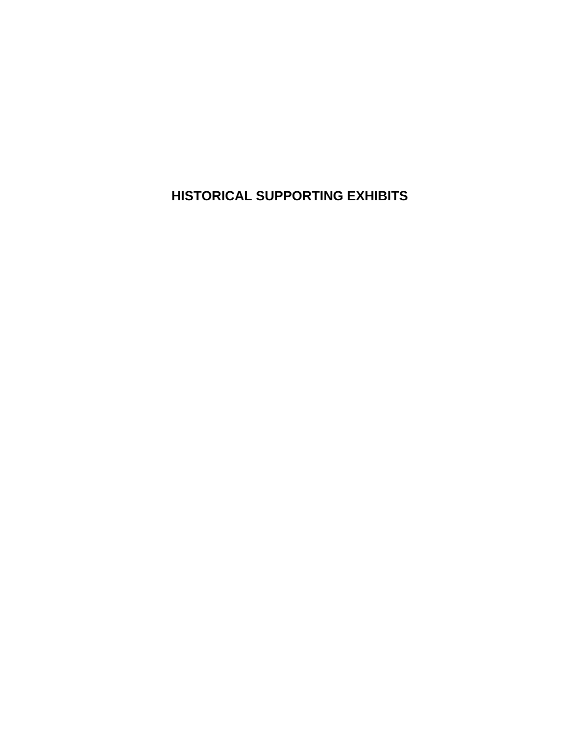# HISTORICAL SUPPORTING EXHIBITS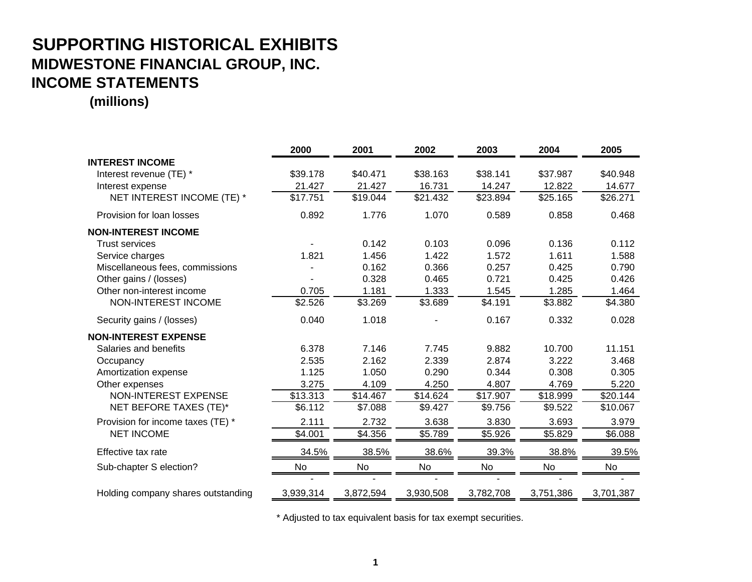# SUPPORTING HISTORICAL EXHIBITS

## MIDWESTONE FINANCIAL GROUP, INC.

## INCOME STATEMENTS

**(millions)**

| | 2000 | 2001 | 2002 | 2003 | 2004 | 2005 |
|---|---|---|---|---|---|---|
| **INTEREST INCOME** | | | | | | |
| Interest revenue (TE) * | $39.178 | $40.471 | $38.163 | $38.141 | $37.987 | $40.948 |
| Interest expense | 21.427 | 21.427 | 16.731 | 14.247 | 12.822 | 14.677 |
| NET INTEREST INCOME (TE) * | $17.751 | $19.044 | $21.432 | $23.894 | $25.165 | $26.271 |
| Provision for loan losses | 0.892 | 1.776 | 1.070 | 0.589 | 0.858 | 0.468 |
| **NON-INTEREST INCOME** | | | | | | |
| Trust services | - | 0.142 | 0.103 | 0.096 | 0.136 | 0.112 |
| Service charges | 1.821 | 1.456 | 1.422 | 1.572 | 1.611 | 1.588 |
| Miscellaneous fees, commissions | - | 0.162 | 0.366 | 0.257 | 0.425 | 0.790 |
| Other gains / (losses) | - | 0.328 | 0.465 | 0.721 | 0.425 | 0.426 |
| Other non-interest income | 0.705 | 1.181 | 1.333 | 1.545 | 1.285 | 1.464 |
| NON-INTEREST INCOME | $2.526 | $3.269 | $3.689 | $4.191 | $3.882 | $4.380 |
| Security gains / (losses) | 0.040 | 1.018 | - | 0.167 | 0.332 | 0.028 |
| **NON-INTEREST EXPENSE** | | | | | | |
| Salaries and benefits | 6.378 | 7.146 | 7.745 | 9.882 | 10.700 | 11.151 |
| Occupancy | 2.535 | 2.162 | 2.339 | 2.874 | 3.222 | 3.468 |
| Amortization expense | 1.125 | 1.050 | 0.290 | 0.344 | 0.308 | 0.305 |
| Other expenses | 3.275 | 4.109 | 4.250 | 4.807 | 4.769 | 5.220 |
| NON-INTEREST EXPENSE | $13.313 | $14.467 | $14.624 | $17.907 | $18.999 | $20.144 |
| NET BEFORE TAXES (TE)* | $6.112 | $7.088 | $9.427 | $9.756 | $9.522 | $10.067 |
| Provision for income taxes (TE) * | 2.111 | 2.732 | 3.638 | 3.830 | 3.693 | 3.979 |
| NET INCOME | $4.001 | $4.356 | $5.789 | $5.926 | $5.829 | $6.088 |
| Effective tax rate | 34.5% | 38.5% | 38.6% | 39.3% | 38.8% | 39.5% |
| Sub-chapter S election? | No | No | No | No | No | No |
| | - | - | - | - | - | - |
| Holding company shares outstanding | 3,939,314 | 3,872,594 | 3,930,508 | 3,782,708 | 3,751,386 | 3,701,387 |

* Adjusted to tax equivalent basis for tax exempt securities.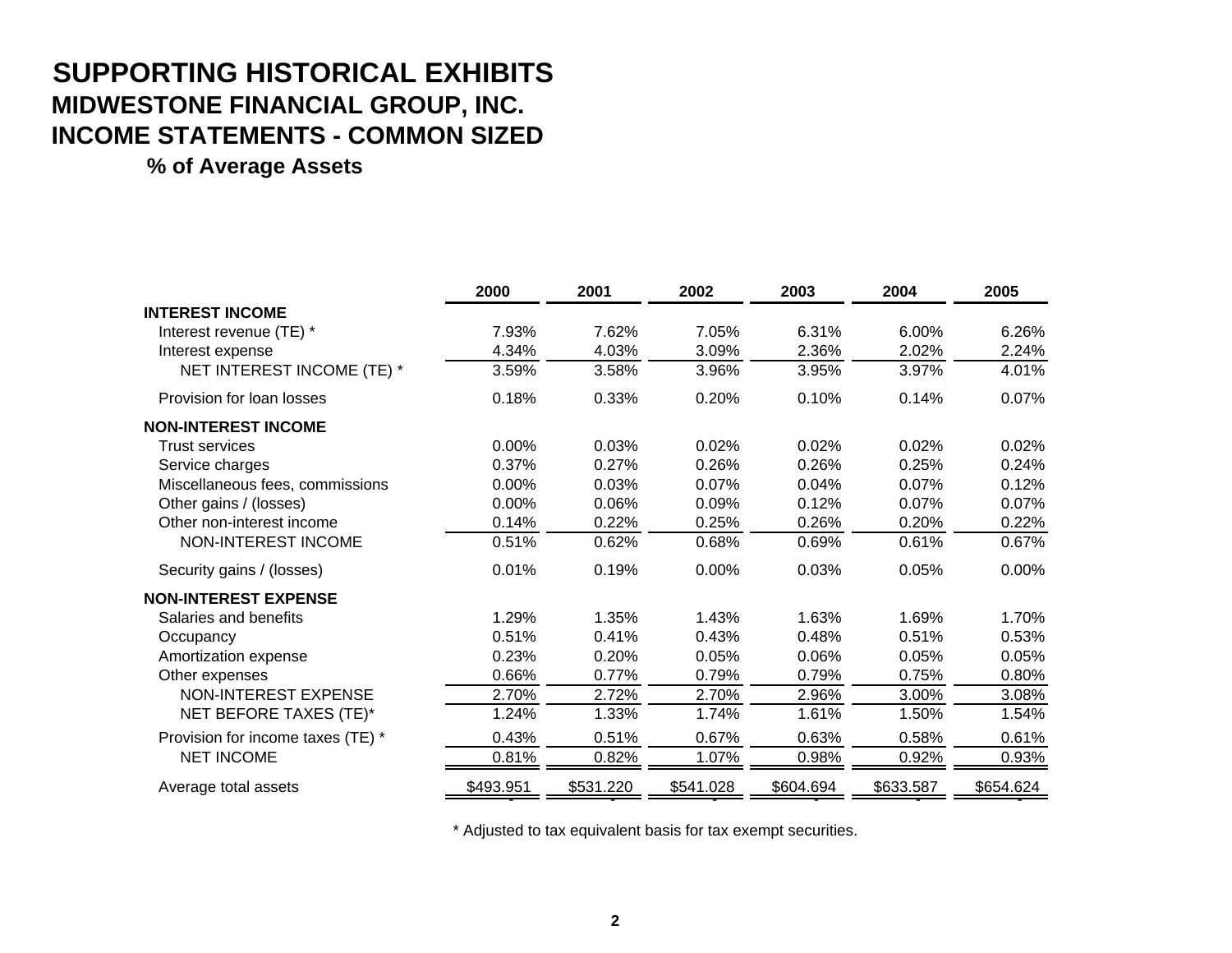# SUPPORTING HISTORICAL EXHIBITS

## MIDWESTONE FINANCIAL GROUP, INC.

## INCOME STATEMENTS - COMMON SIZED

### % of Average Assets

| | 2000 | 2001 | 2002 | 2003 | 2004 | 2005 |
|---|---|---|---|---|---|---|
| **INTEREST INCOME** | | | | | | |
| Interest revenue (TE) * | 7.93% | 7.62% | 7.05% | 6.31% | 6.00% | 6.26% |
| Interest expense | 4.34% | 4.03% | 3.09% | 2.36% | 2.02% | 2.24% |
| NET INTEREST INCOME (TE) * | 3.59% | 3.58% | 3.96% | 3.95% | 3.97% | 4.01% |
| Provision for loan losses | 0.18% | 0.33% | 0.20% | 0.10% | 0.14% | 0.07% |
| **NON-INTEREST INCOME** | | | | | | |
| Trust services | 0.00% | 0.03% | 0.02% | 0.02% | 0.02% | 0.02% |
| Service charges | 0.37% | 0.27% | 0.26% | 0.26% | 0.25% | 0.24% |
| Miscellaneous fees, commissions | 0.00% | 0.03% | 0.07% | 0.04% | 0.07% | 0.12% |
| Other gains / (losses) | 0.00% | 0.06% | 0.09% | 0.12% | 0.07% | 0.07% |
| Other non-interest income | 0.14% | 0.22% | 0.25% | 0.26% | 0.20% | 0.22% |
| NON-INTEREST INCOME | 0.51% | 0.62% | 0.68% | 0.69% | 0.61% | 0.67% |
| Security gains / (losses) | 0.01% | 0.19% | 0.00% | 0.03% | 0.05% | 0.00% |
| **NON-INTEREST EXPENSE** | | | | | | |
| Salaries and benefits | 1.29% | 1.35% | 1.43% | 1.63% | 1.69% | 1.70% |
| Occupancy | 0.51% | 0.41% | 0.43% | 0.48% | 0.51% | 0.53% |
| Amortization expense | 0.23% | 0.20% | 0.05% | 0.06% | 0.05% | 0.05% |
| Other expenses | 0.66% | 0.77% | 0.79% | 0.79% | 0.75% | 0.80% |
| NON-INTEREST EXPENSE | 2.70% | 2.72% | 2.70% | 2.96% | 3.00% | 3.08% |
| NET BEFORE TAXES (TE)* | 1.24% | 1.33% | 1.74% | 1.61% | 1.50% | 1.54% |
| Provision for income taxes (TE) * | 0.43% | 0.51% | 0.67% | 0.63% | 0.58% | 0.61% |
| NET INCOME | 0.81% | 0.82% | 1.07% | 0.98% | 0.92% | 0.93% |
| Average total assets | $493.951 | $531.220 | $541.028 | $604.694 | $633.587 | $654.624 |

* Adjusted to tax equivalent basis for tax exempt securities.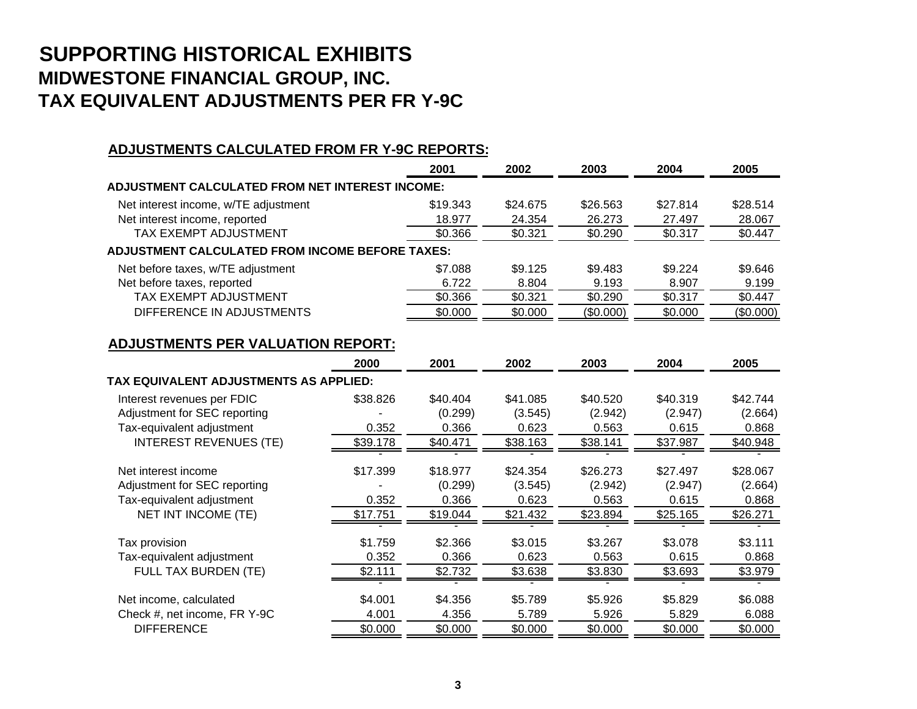# SUPPORTING HISTORICAL EXHIBITS

## MIDWESTONE FINANCIAL GROUP, INC.

## TAX EQUIVALENT ADJUSTMENTS PER FR Y-9C

### ADJUSTMENTS CALCULATED FROM FR Y-9C REPORTS:

| | 2001 | 2002 | 2003 | 2004 | 2005 |
|---|---|---|---|---|---|
| **ADJUSTMENT CALCULATED FROM NET INTEREST INCOME:** | | | | | |
| Net interest income, w/TE adjustment | $19.343 | $24.675 | $26.563 | $27.814 | $28.514 |
| Net interest income, reported | 18.977 | 24.354 | 26.273 | 27.497 | 28.067 |
| TAX EXEMPT ADJUSTMENT | $0.366 | $0.321 | $0.290 | $0.317 | $0.447 |
| **ADJUSTMENT CALCULATED FROM INCOME BEFORE TAXES:** | | | | | |
| Net before taxes, w/TE adjustment | $7.088 | $9.125 | $9.483 | $9.224 | $9.646 |
| Net before taxes, reported | 6.722 | 8.804 | 9.193 | 8.907 | 9.199 |
| TAX EXEMPT ADJUSTMENT | $0.366 | $0.321 | $0.290 | $0.317 | $0.447 |
| DIFFERENCE IN ADJUSTMENTS | $0.000 | $0.000 | ($0.000) | $0.000 | ($0.000) |

### ADJUSTMENTS PER VALUATION REPORT:

| | 2000 | 2001 | 2002 | 2003 | 2004 | 2005 |
|---|---|---|---|---|---|---|
| **TAX EQUIVALENT ADJUSTMENTS AS APPLIED:** | | | | | | |
| Interest revenues per FDIC | $38.826 | $40.404 | $41.085 | $40.520 | $40.319 | $42.744 |
| Adjustment for SEC reporting | - | (0.299) | (3.545) | (2.942) | (2.947) | (2.664) |
| Tax-equivalent adjustment | 0.352 | 0.366 | 0.623 | 0.563 | 0.615 | 0.868 |
| INTEREST REVENUES (TE) | $39.178 | $40.471 | $38.163 | $38.141 | $37.987 | $40.948 |
| | - | - | - | - | - | - |
| Net interest income | $17.399 | $18.977 | $24.354 | $26.273 | $27.497 | $28.067 |
| Adjustment for SEC reporting | - | (0.299) | (3.545) | (2.942) | (2.947) | (2.664) |
| Tax-equivalent adjustment | 0.352 | 0.366 | 0.623 | 0.563 | 0.615 | 0.868 |
| NET INT INCOME (TE) | $17.751 | $19.044 | $21.432 | $23.894 | $25.165 | $26.271 |
| | - | - | - | - | - | - |
| Tax provision | $1.759 | $2.366 | $3.015 | $3.267 | $3.078 | $3.111 |
| Tax-equivalent adjustment | 0.352 | 0.366 | 0.623 | 0.563 | 0.615 | 0.868 |
| FULL TAX BURDEN (TE) | $2.111 | $2.732 | $3.638 | $3.830 | $3.693 | $3.979 |
| | - | - | - | - | - | - |
| Net income, calculated | $4.001 | $4.356 | $5.789 | $5.926 | $5.829 | $6.088 |
| Check #, net income, FR Y-9C | 4.001 | 4.356 | 5.789 | 5.926 | 5.829 | 6.088 |
| DIFFERENCE | $0.000 | $0.000 | $0.000 | $0.000 | $0.000 | $0.000 |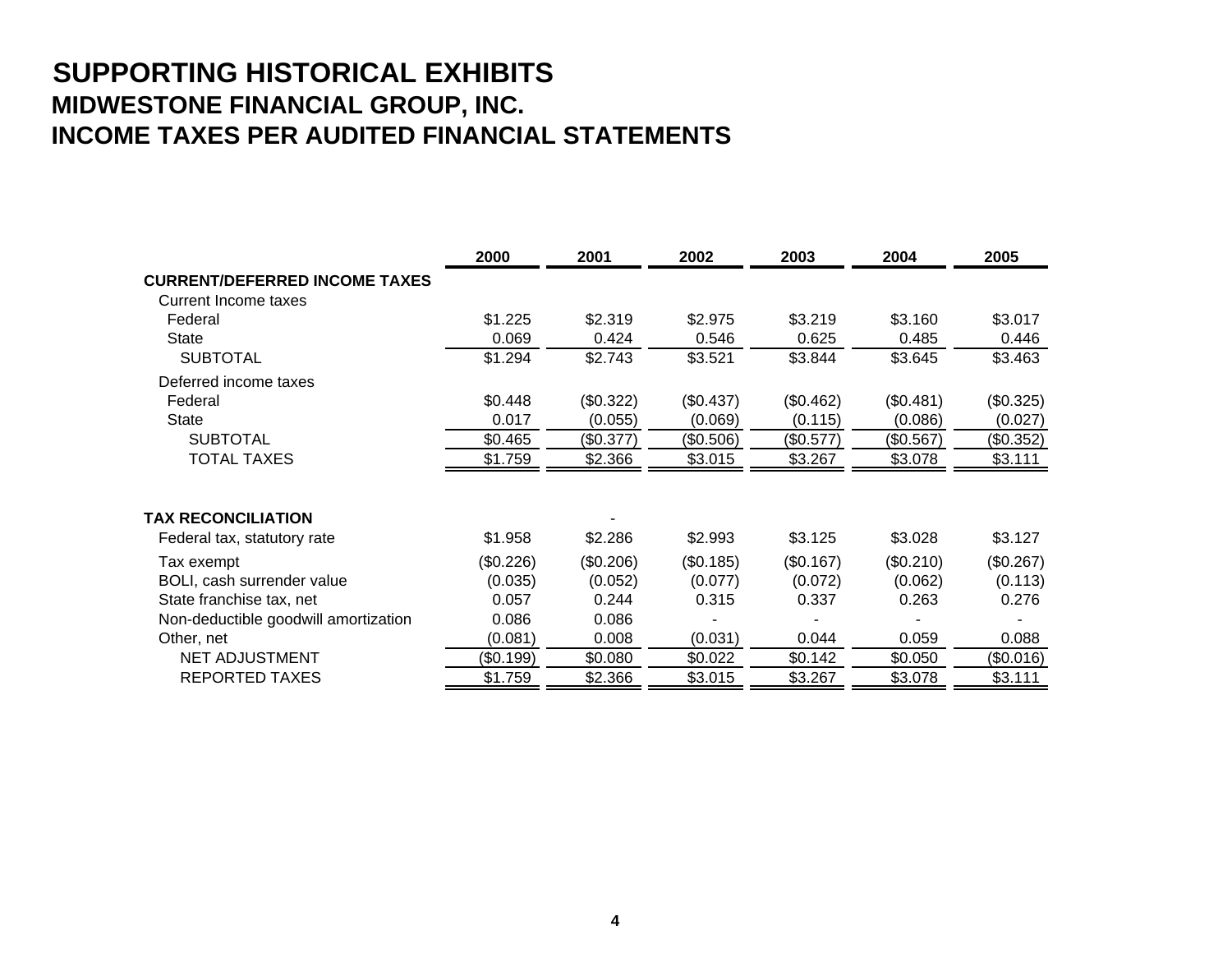# SUPPORTING HISTORICAL EXHIBITS

## MIDWESTONE FINANCIAL GROUP, INC.

## INCOME TAXES PER AUDITED FINANCIAL STATEMENTS

| | 2000 | 2001 | 2002 | 2003 | 2004 | 2005 |
|---|---|---|---|---|---|---|
| **CURRENT/DEFERRED INCOME TAXES** | | | | | | |
| Current Income taxes | | | | | | |
| Federal | $1.225 | $2.319 | $2.975 | $3.219 | $3.160 | $3.017 |
| State | 0.069 | 0.424 | 0.546 | 0.625 | 0.485 | 0.446 |
| SUBTOTAL | $1.294 | $2.743 | $3.521 | $3.844 | $3.645 | $3.463 |
| Deferred income taxes | | | | | | |
| Federal | $0.448 | ($0.322) | ($0.437) | ($0.462) | ($0.481) | ($0.325) |
| State | 0.017 | (0.055) | (0.069) | (0.115) | (0.086) | (0.027) |
| SUBTOTAL | $0.465 | ($0.377) | ($0.506) | ($0.577) | ($0.567) | ($0.352) |
| TOTAL TAXES | $1.759 | $2.366 | $3.015 | $3.267 | $3.078 | $3.111 |
| | | | | | | |
| **TAX RECONCILIATION** | | - | | | | |
| Federal tax, statutory rate | $1.958 | $2.286 | $2.993 | $3.125 | $3.028 | $3.127 |
| Tax exempt | ($0.226) | ($0.206) | ($0.185) | ($0.167) | ($0.210) | ($0.267) |
| BOLI, cash surrender value | (0.035) | (0.052) | (0.077) | (0.072) | (0.062) | (0.113) |
| State franchise tax, net | 0.057 | 0.244 | 0.315 | 0.337 | 0.263 | 0.276 |
| Non-deductible goodwill amortization | 0.086 | 0.086 | - | - | - | - |
| Other, net | (0.081) | 0.008 | (0.031) | 0.044 | 0.059 | 0.088 |
| NET ADJUSTMENT | ($0.199) | $0.080 | $0.022 | $0.142 | $0.050 | ($0.016) |
| REPORTED TAXES | $1.759 | $2.366 | $3.015 | $3.267 | $3.078 | $3.111 |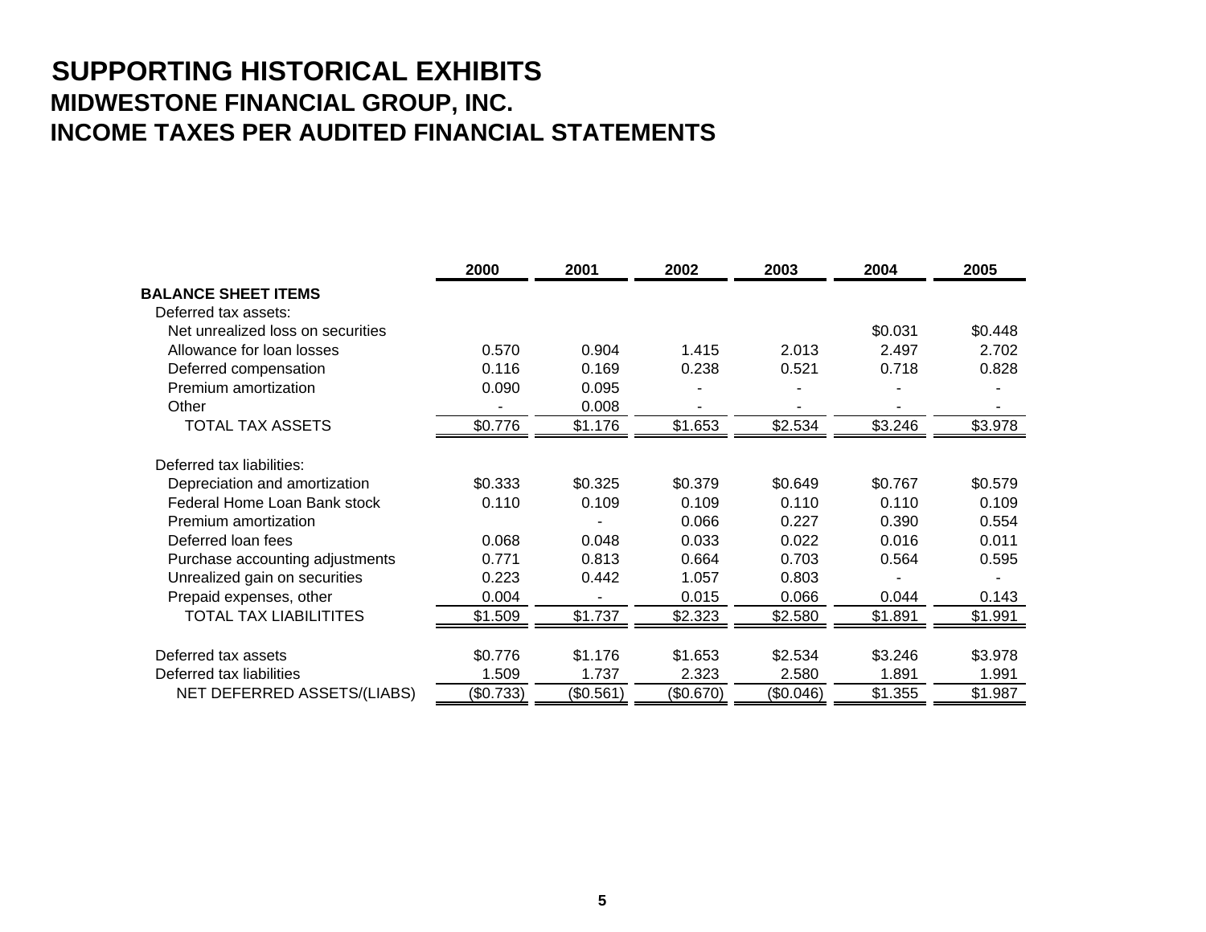# SUPPORTING HISTORICAL EXHIBITS

## MIDWESTONE FINANCIAL GROUP, INC.

## INCOME TAXES PER AUDITED FINANCIAL STATEMENTS

| | 2000 | 2001 | 2002 | 2003 | 2004 | 2005 |
|---|---|---|---|---|---|---|
| **BALANCE SHEET ITEMS** | | | | | | |
| Deferred tax assets: | | | | | | |
| Net unrealized loss on securities | | | | | $0.031 | $0.448 |
| Allowance for loan losses | 0.570 | 0.904 | 1.415 | 2.013 | 2.497 | 2.702 |
| Deferred compensation | 0.116 | 0.169 | 0.238 | 0.521 | 0.718 | 0.828 |
| Premium amortization | 0.090 | 0.095 | - | - | - | - |
| Other | - | 0.008 | - | - | - | - |
| TOTAL TAX ASSETS | $0.776 | $1.176 | $1.653 | $2.534 | $3.246 | $3.978 |
| | | | | | | |
| Deferred tax liabilities: | | | | | | |
| Depreciation and amortization | $0.333 | $0.325 | $0.379 | $0.649 | $0.767 | $0.579 |
| Federal Home Loan Bank stock | 0.110 | 0.109 | 0.109 | 0.110 | 0.110 | 0.109 |
| Premium amortization | | - | 0.066 | 0.227 | 0.390 | 0.554 |
| Deferred loan fees | 0.068 | 0.048 | 0.033 | 0.022 | 0.016 | 0.011 |
| Purchase accounting adjustments | 0.771 | 0.813 | 0.664 | 0.703 | 0.564 | 0.595 |
| Unrealized gain on securities | 0.223 | 0.442 | 1.057 | 0.803 | - | - |
| Prepaid expenses, other | 0.004 | - | 0.015 | 0.066 | 0.044 | 0.143 |
| TOTAL TAX LIABILITITES | $1.509 | $1.737 | $2.323 | $2.580 | $1.891 | $1.991 |
| | | | | | | |
| Deferred tax assets | $0.776 | $1.176 | $1.653 | $2.534 | $3.246 | $3.978 |
| Deferred tax liabilities | 1.509 | 1.737 | 2.323 | 2.580 | 1.891 | 1.991 |
| NET DEFERRED ASSETS/(LIABS) | ($0.733) | ($0.561) | ($0.670) | ($0.046) | $1.355 | $1.987 |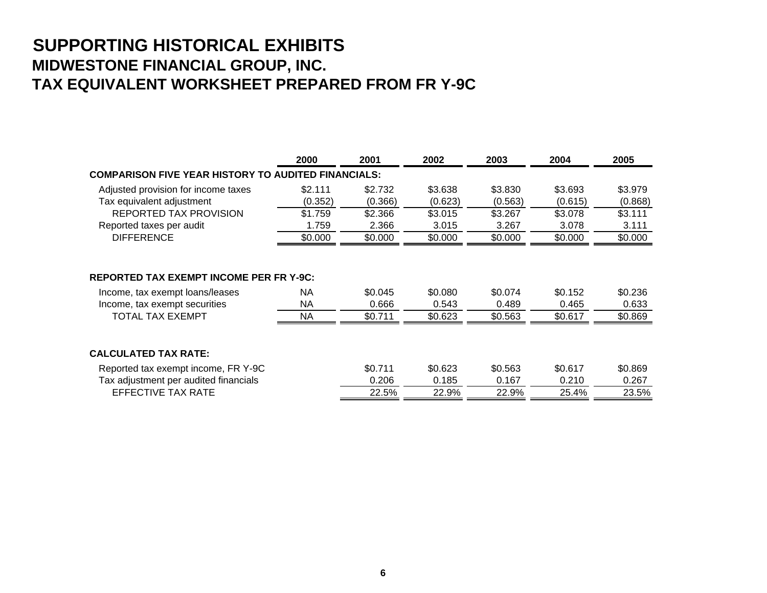# SUPPORTING HISTORICAL EXHIBITS

## MIDWESTONE FINANCIAL GROUP, INC.

## TAX EQUIVALENT WORKSHEET PREPARED FROM FR Y-9C

| | 2000 | 2001 | 2002 | 2003 | 2004 | 2005 |
|---|---|---|---|---|---|---|
| **COMPARISON FIVE YEAR HISTORY TO AUDITED FINANCIALS:** | | | | | | |
| Adjusted provision for income taxes | $2.111 | $2.732 | $3.638 | $3.830 | $3.693 | $3.979 |
| Tax equivalent adjustment | (0.352) | (0.366) | (0.623) | (0.563) | (0.615) | (0.868) |
| REPORTED TAX PROVISION | $1.759 | $2.366 | $3.015 | $3.267 | $3.078 | $3.111 |
| Reported taxes per audit | 1.759 | 2.366 | 3.015 | 3.267 | 3.078 | 3.111 |
| DIFFERENCE | $0.000 | $0.000 | $0.000 | $0.000 | $0.000 | $0.000 |
| **REPORTED TAX EXEMPT INCOME PER FR Y-9C:** | | | | | | |
| Income, tax exempt loans/leases | NA | $0.045 | $0.080 | $0.074 | $0.152 | $0.236 |
| Income, tax exempt securities | NA | 0.666 | 0.543 | 0.489 | 0.465 | 0.633 |
| TOTAL TAX EXEMPT | NA | $0.711 | $0.623 | $0.563 | $0.617 | $0.869 |
| **CALCULATED TAX RATE:** | | | | | | |
| Reported tax exempt income, FR Y-9C | | $0.711 | $0.623 | $0.563 | $0.617 | $0.869 |
| Tax adjustment per audited financials | | 0.206 | 0.185 | 0.167 | 0.210 | 0.267 |
| EFFECTIVE TAX RATE | | 22.5% | 22.9% | 22.9% | 25.4% | 23.5% |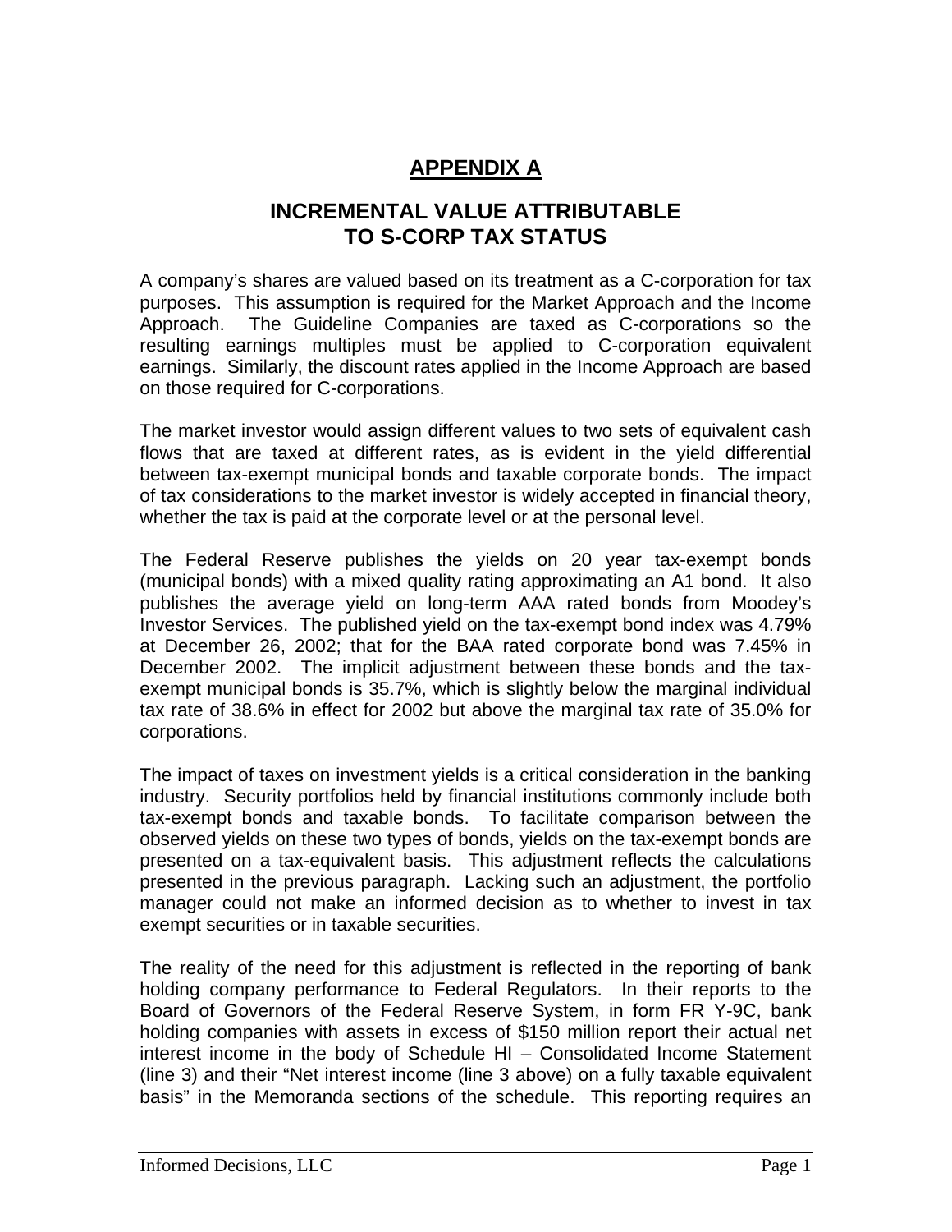# APPENDIX A

## INCREMENTAL VALUE ATTRIBUTABLE TO S-CORP TAX STATUS

A company's shares are valued based on its treatment as a C-corporation for tax purposes. This assumption is required for the Market Approach and the Income Approach. The Guideline Companies are taxed as C-corporations so the resulting earnings multiples must be applied to C-corporation equivalent earnings. Similarly, the discount rates applied in the Income Approach are based on those required for C-corporations.

The market investor would assign different values to two sets of equivalent cash flows that are taxed at different rates, as is evident in the yield differential between tax-exempt municipal bonds and taxable corporate bonds. The impact of tax considerations to the market investor is widely accepted in financial theory, whether the tax is paid at the corporate level or at the personal level.

The Federal Reserve publishes the yields on 20 year tax-exempt bonds (municipal bonds) with a mixed quality rating approximating an A1 bond. It also publishes the average yield on long-term AAA rated bonds from Moodey's Investor Services. The published yield on the tax-exempt bond index was 4.79% at December 26, 2002; that for the BAA rated corporate bond was 7.45% in December 2002. The implicit adjustment between these bonds and the tax-exempt municipal bonds is 35.7%, which is slightly below the marginal individual tax rate of 38.6% in effect for 2002 but above the marginal tax rate of 35.0% for corporations.

The impact of taxes on investment yields is a critical consideration in the banking industry. Security portfolios held by financial institutions commonly include both tax-exempt bonds and taxable bonds. To facilitate comparison between the observed yields on these two types of bonds, yields on the tax-exempt bonds are presented on a tax-equivalent basis. This adjustment reflects the calculations presented in the previous paragraph. Lacking such an adjustment, the portfolio manager could not make an informed decision as to whether to invest in tax exempt securities or in taxable securities.

The reality of the need for this adjustment is reflected in the reporting of bank holding company performance to Federal Regulators. In their reports to the Board of Governors of the Federal Reserve System, in form FR Y-9C, bank holding companies with assets in excess of $150 million report their actual net interest income in the body of Schedule HI – Consolidated Income Statement (line 3) and their "Net interest income (line 3 above) on a fully taxable equivalent basis" in the Memoranda sections of the schedule. This reporting requires an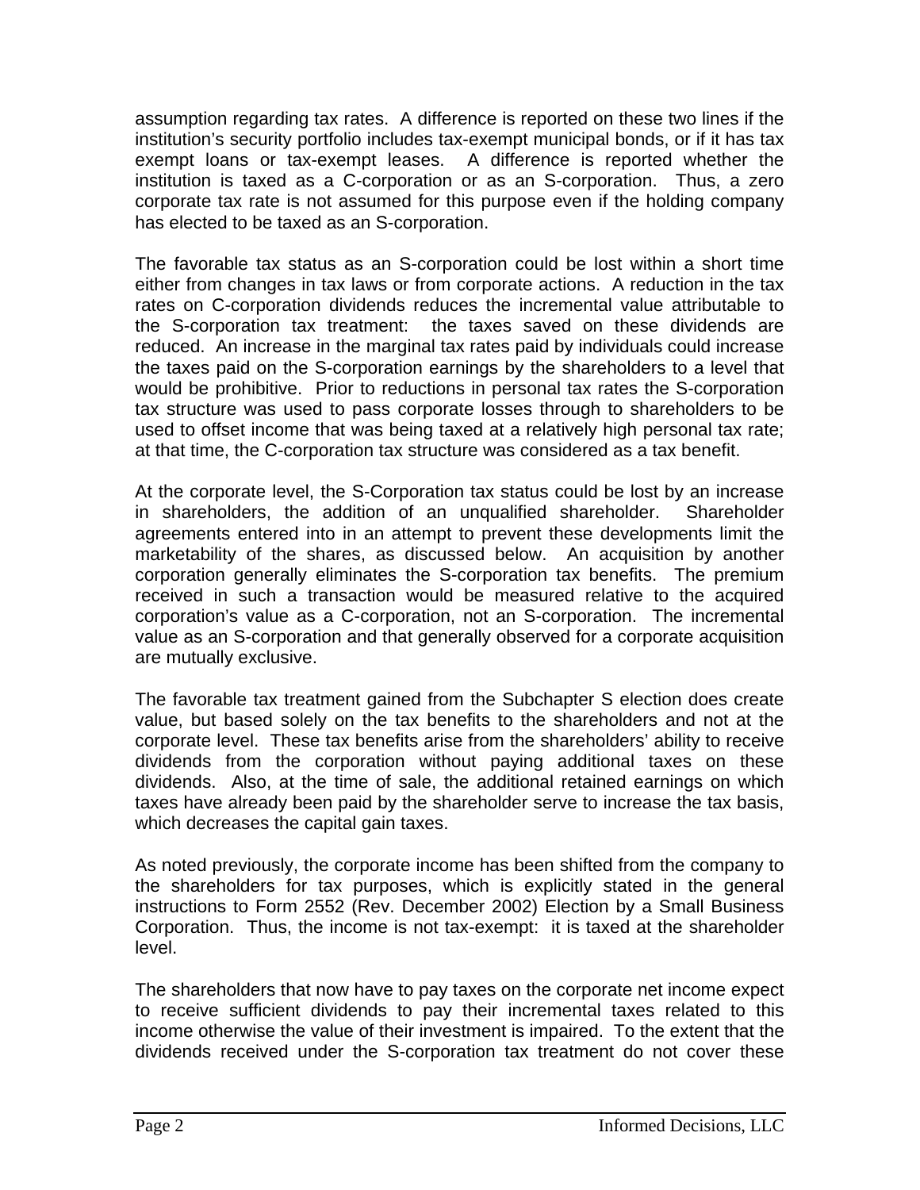assumption regarding tax rates. A difference is reported on these two lines if the institution's security portfolio includes tax-exempt municipal bonds, or if it has tax exempt loans or tax-exempt leases. A difference is reported whether the institution is taxed as a C-corporation or as an S-corporation. Thus, a zero corporate tax rate is not assumed for this purpose even if the holding company has elected to be taxed as an S-corporation.

The favorable tax status as an S-corporation could be lost within a short time either from changes in tax laws or from corporate actions. A reduction in the tax rates on C-corporation dividends reduces the incremental value attributable to the S-corporation tax treatment: the taxes saved on these dividends are reduced. An increase in the marginal tax rates paid by individuals could increase the taxes paid on the S-corporation earnings by the shareholders to a level that would be prohibitive. Prior to reductions in personal tax rates the S-corporation tax structure was used to pass corporate losses through to shareholders to be used to offset income that was being taxed at a relatively high personal tax rate; at that time, the C-corporation tax structure was considered as a tax benefit.

At the corporate level, the S-Corporation tax status could be lost by an increase in shareholders, the addition of an unqualified shareholder. Shareholder agreements entered into in an attempt to prevent these developments limit the marketability of the shares, as discussed below. An acquisition by another corporation generally eliminates the S-corporation tax benefits. The premium received in such a transaction would be measured relative to the acquired corporation's value as a C-corporation, not an S-corporation. The incremental value as an S-corporation and that generally observed for a corporate acquisition are mutually exclusive.

The favorable tax treatment gained from the Subchapter S election does create value, but based solely on the tax benefits to the shareholders and not at the corporate level. These tax benefits arise from the shareholders' ability to receive dividends from the corporation without paying additional taxes on these dividends. Also, at the time of sale, the additional retained earnings on which taxes have already been paid by the shareholder serve to increase the tax basis, which decreases the capital gain taxes.

As noted previously, the corporate income has been shifted from the company to the shareholders for tax purposes, which is explicitly stated in the general instructions to Form 2552 (Rev. December 2002) Election by a Small Business Corporation. Thus, the income is not tax-exempt: it is taxed at the shareholder level.

The shareholders that now have to pay taxes on the corporate net income expect to receive sufficient dividends to pay their incremental taxes related to this income otherwise the value of their investment is impaired. To the extent that the dividends received under the S-corporation tax treatment do not cover these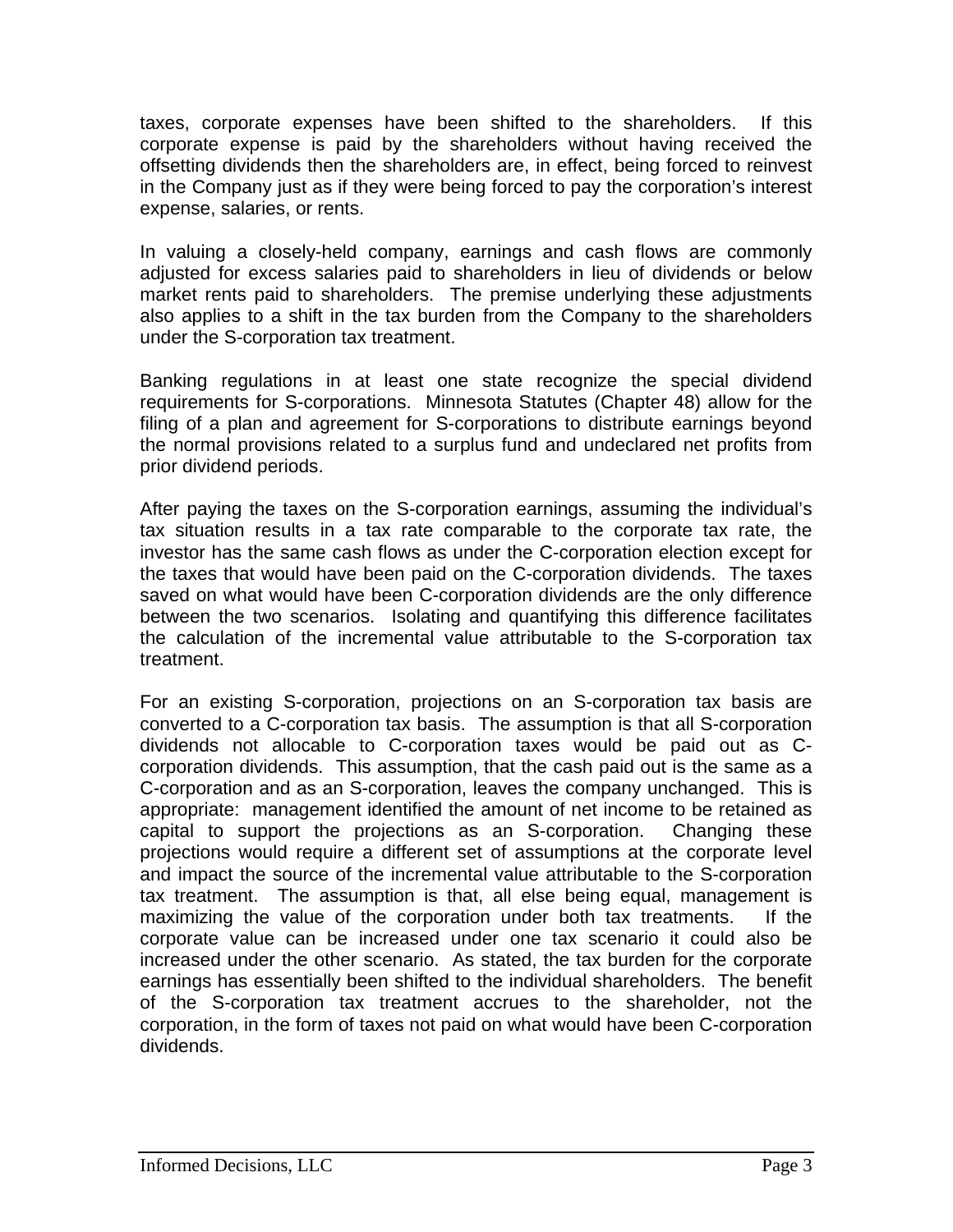taxes, corporate expenses have been shifted to the shareholders. If this corporate expense is paid by the shareholders without having received the offsetting dividends then the shareholders are, in effect, being forced to reinvest in the Company just as if they were being forced to pay the corporation's interest expense, salaries, or rents.

In valuing a closely-held company, earnings and cash flows are commonly adjusted for excess salaries paid to shareholders in lieu of dividends or below market rents paid to shareholders. The premise underlying these adjustments also applies to a shift in the tax burden from the Company to the shareholders under the S-corporation tax treatment.

Banking regulations in at least one state recognize the special dividend requirements for S-corporations. Minnesota Statutes (Chapter 48) allow for the filing of a plan and agreement for S-corporations to distribute earnings beyond the normal provisions related to a surplus fund and undeclared net profits from prior dividend periods.

After paying the taxes on the S-corporation earnings, assuming the individual's tax situation results in a tax rate comparable to the corporate tax rate, the investor has the same cash flows as under the C-corporation election except for the taxes that would have been paid on the C-corporation dividends. The taxes saved on what would have been C-corporation dividends are the only difference between the two scenarios. Isolating and quantifying this difference facilitates the calculation of the incremental value attributable to the S-corporation tax treatment.

For an existing S-corporation, projections on an S-corporation tax basis are converted to a C-corporation tax basis. The assumption is that all S-corporation dividends not allocable to C-corporation taxes would be paid out as C-corporation dividends. This assumption, that the cash paid out is the same as a C-corporation and as an S-corporation, leaves the company unchanged. This is appropriate: management identified the amount of net income to be retained as capital to support the projections as an S-corporation. Changing these projections would require a different set of assumptions at the corporate level and impact the source of the incremental value attributable to the S-corporation tax treatment. The assumption is that, all else being equal, management is maximizing the value of the corporation under both tax treatments. If the corporate value can be increased under one tax scenario it could also be increased under the other scenario. As stated, the tax burden for the corporate earnings has essentially been shifted to the individual shareholders. The benefit of the S-corporation tax treatment accrues to the shareholder, not the corporation, in the form of taxes not paid on what would have been C-corporation dividends.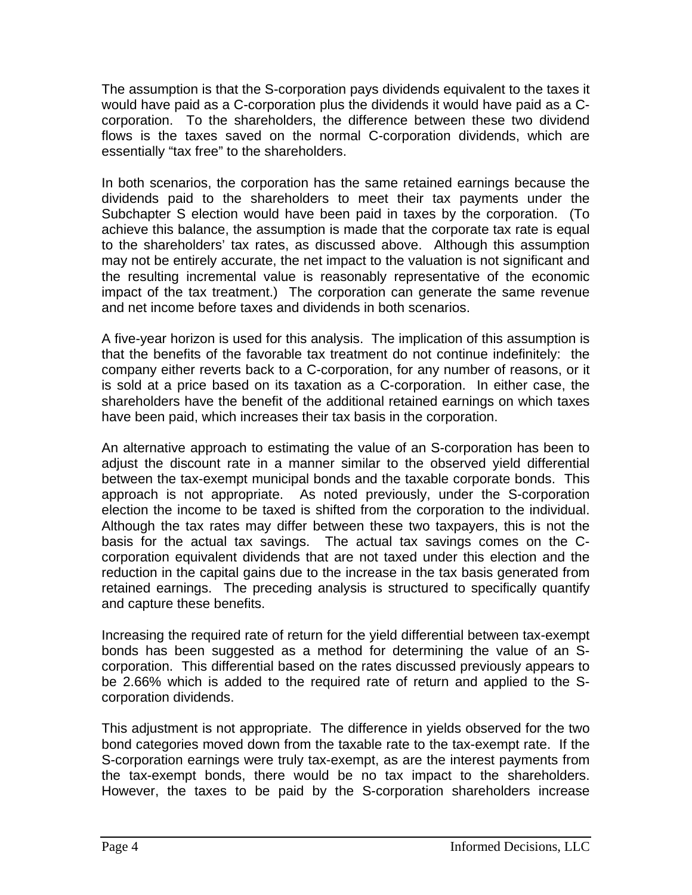The assumption is that the S-corporation pays dividends equivalent to the taxes it would have paid as a C-corporation plus the dividends it would have paid as a C-corporation. To the shareholders, the difference between these two dividend flows is the taxes saved on the normal C-corporation dividends, which are essentially "tax free" to the shareholders.

In both scenarios, the corporation has the same retained earnings because the dividends paid to the shareholders to meet their tax payments under the Subchapter S election would have been paid in taxes by the corporation. (To achieve this balance, the assumption is made that the corporate tax rate is equal to the shareholders' tax rates, as discussed above. Although this assumption may not be entirely accurate, the net impact to the valuation is not significant and the resulting incremental value is reasonably representative of the economic impact of the tax treatment.) The corporation can generate the same revenue and net income before taxes and dividends in both scenarios.

A five-year horizon is used for this analysis. The implication of this assumption is that the benefits of the favorable tax treatment do not continue indefinitely: the company either reverts back to a C-corporation, for any number of reasons, or it is sold at a price based on its taxation as a C-corporation. In either case, the shareholders have the benefit of the additional retained earnings on which taxes have been paid, which increases their tax basis in the corporation.

An alternative approach to estimating the value of an S-corporation has been to adjust the discount rate in a manner similar to the observed yield differential between the tax-exempt municipal bonds and the taxable corporate bonds. This approach is not appropriate. As noted previously, under the S-corporation election the income to be taxed is shifted from the corporation to the individual. Although the tax rates may differ between these two taxpayers, this is not the basis for the actual tax savings. The actual tax savings comes on the C-corporation equivalent dividends that are not taxed under this election and the reduction in the capital gains due to the increase in the tax basis generated from retained earnings. The preceding analysis is structured to specifically quantify and capture these benefits.

Increasing the required rate of return for the yield differential between tax-exempt bonds has been suggested as a method for determining the value of an S-corporation. This differential based on the rates discussed previously appears to be 2.66% which is added to the required rate of return and applied to the S-corporation dividends.

This adjustment is not appropriate. The difference in yields observed for the two bond categories moved down from the taxable rate to the tax-exempt rate. If the S-corporation earnings were truly tax-exempt, as are the interest payments from the tax-exempt bonds, there would be no tax impact to the shareholders. However, the taxes to be paid by the S-corporation shareholders increase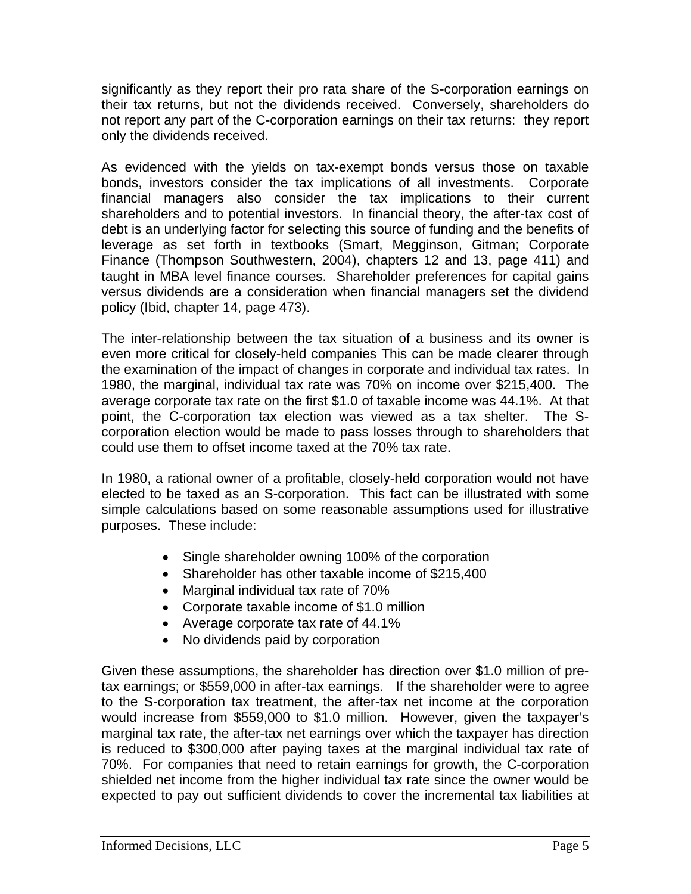significantly as they report their pro rata share of the S-corporation earnings on their tax returns, but not the dividends received. Conversely, shareholders do not report any part of the C-corporation earnings on their tax returns: they report only the dividends received.

As evidenced with the yields on tax-exempt bonds versus those on taxable bonds, investors consider the tax implications of all investments. Corporate financial managers also consider the tax implications to their current shareholders and to potential investors. In financial theory, the after-tax cost of debt is an underlying factor for selecting this source of funding and the benefits of leverage as set forth in textbooks (Smart, Megginson, Gitman; Corporate Finance (Thompson Southwestern, 2004), chapters 12 and 13, page 411) and taught in MBA level finance courses. Shareholder preferences for capital gains versus dividends are a consideration when financial managers set the dividend policy (Ibid, chapter 14, page 473).

The inter-relationship between the tax situation of a business and its owner is even more critical for closely-held companies This can be made clearer through the examination of the impact of changes in corporate and individual tax rates. In 1980, the marginal, individual tax rate was 70% on income over $215,400. The average corporate tax rate on the first $1.0 of taxable income was 44.1%. At that point, the C-corporation tax election was viewed as a tax shelter. The S-corporation election would be made to pass losses through to shareholders that could use them to offset income taxed at the 70% tax rate.

In 1980, a rational owner of a profitable, closely-held corporation would not have elected to be taxed as an S-corporation. This fact can be illustrated with some simple calculations based on some reasonable assumptions used for illustrative purposes. These include:

- Single shareholder owning 100% of the corporation
- Shareholder has other taxable income of $215,400
- Marginal individual tax rate of 70%
- Corporate taxable income of $1.0 million
- Average corporate tax rate of 44.1%
- No dividends paid by corporation

Given these assumptions, the shareholder has direction over $1.0 million of pre-tax earnings; or $559,000 in after-tax earnings. If the shareholder were to agree to the S-corporation tax treatment, the after-tax net income at the corporation would increase from $559,000 to $1.0 million. However, given the taxpayer's marginal tax rate, the after-tax net earnings over which the taxpayer has direction is reduced to $300,000 after paying taxes at the marginal individual tax rate of 70%. For companies that need to retain earnings for growth, the C-corporation shielded net income from the higher individual tax rate since the owner would be expected to pay out sufficient dividends to cover the incremental tax liabilities at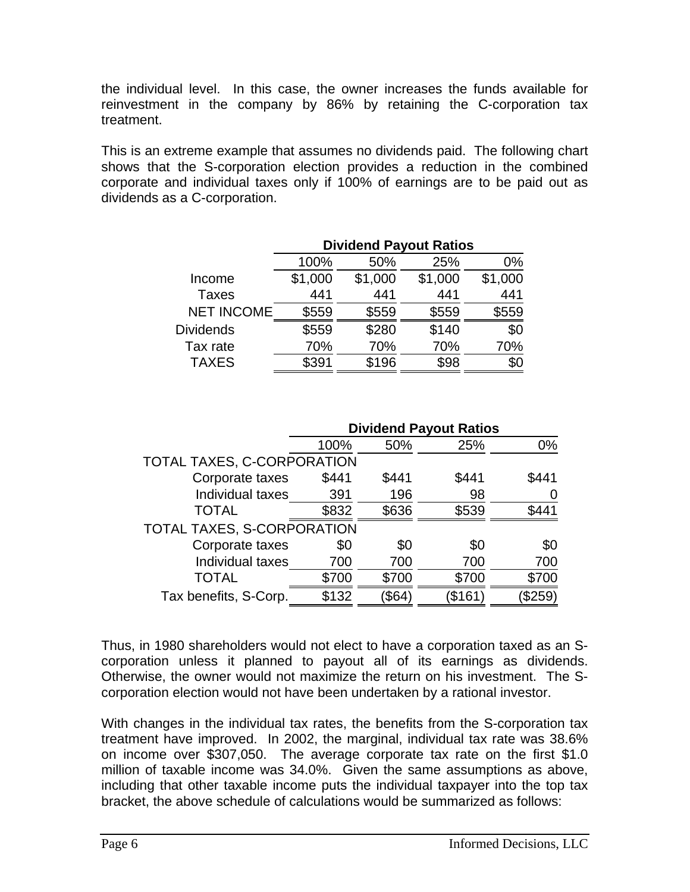the individual level. In this case, the owner increases the funds available for reinvestment in the company by 86% by retaining the C-corporation tax treatment.

This is an extreme example that assumes no dividends paid. The following chart shows that the S-corporation election provides a reduction in the combined corporate and individual taxes only if 100% of earnings are to be paid out as dividends as a C-corporation.

| | Dividend Payout Ratios | | | |
|---|---|---|---|---|
| | 100% | 50% | 25% | 0% |
| Income | $1,000 | $1,000 | $1,000 | $1,000 |
| Taxes | 441 | 441 | 441 | 441 |
| NET INCOME | $559 | $559 | $559 | $559 |
| Dividends | $559 | $280 | $140 | $0 |
| Tax rate | 70% | 70% | 70% | 70% |
| TAXES | $391 | $196 | $98 | $0 |

| | Dividend Payout Ratios | | | |
|---|---|---|---|---|
| | 100% | 50% | 25% | 0% |
| TOTAL TAXES, C-CORPORATION | | | | |
| Corporate taxes | $441 | $441 | $441 | $441 |
| Individual taxes | 391 | 196 | 98 | 0 |
| TOTAL | $832 | $636 | $539 | $441 |
| TOTAL TAXES, S-CORPORATION | | | | |
| Corporate taxes | $0 | $0 | $0 | $0 |
| Individual taxes | 700 | 700 | 700 | 700 |
| TOTAL | $700 | $700 | $700 | $700 |
| Tax benefits, S-Corp. | $132 | ($64) | ($161) | ($259) |

Thus, in 1980 shareholders would not elect to have a corporation taxed as an S-corporation unless it planned to payout all of its earnings as dividends. Otherwise, the owner would not maximize the return on his investment. The S-corporation election would not have been undertaken by a rational investor.

With changes in the individual tax rates, the benefits from the S-corporation tax treatment have improved. In 2002, the marginal, individual tax rate was 38.6% on income over $307,050. The average corporate tax rate on the first $1.0 million of taxable income was 34.0%. Given the same assumptions as above, including that other taxable income puts the individual taxpayer into the top tax bracket, the above schedule of calculations would be summarized as follows: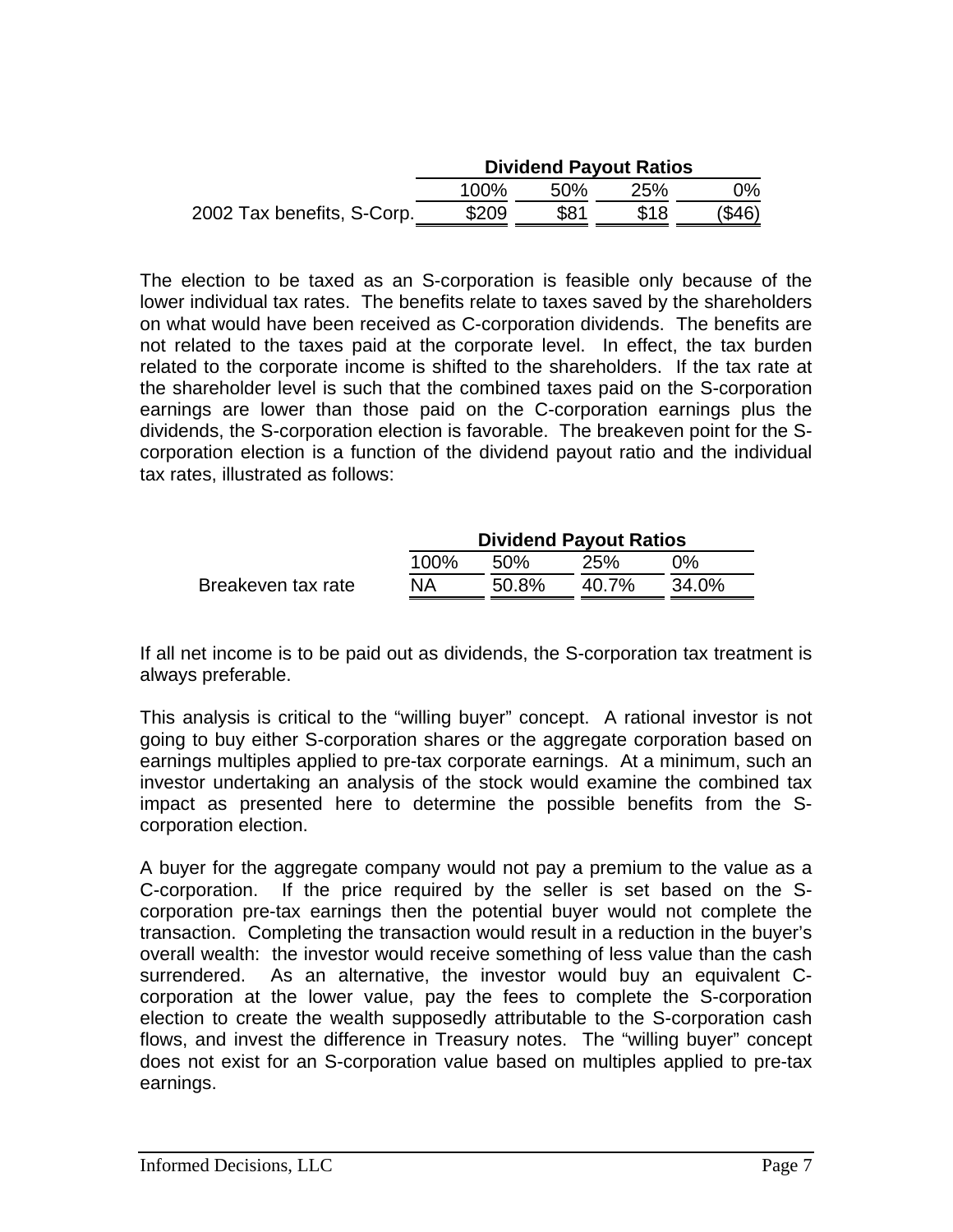| | Dividend Payout Ratios | | | |
|---|---|---|---|---|
| | 100% | 50% | 25% | 0% |
| 2002 Tax benefits, S-Corp. | $209 | $81 | $18 | ($46) |

The election to be taxed as an S-corporation is feasible only because of the lower individual tax rates. The benefits relate to taxes saved by the shareholders on what would have been received as C-corporation dividends. The benefits are not related to the taxes paid at the corporate level. In effect, the tax burden related to the corporate income is shifted to the shareholders. If the tax rate at the shareholder level is such that the combined taxes paid on the S-corporation earnings are lower than those paid on the C-corporation earnings plus the dividends, the S-corporation election is favorable. The breakeven point for the S-corporation election is a function of the dividend payout ratio and the individual tax rates, illustrated as follows:

| | Dividend Payout Ratios | | | |
|---|---|---|---|---|
| | 100% | 50% | 25% | 0% |
| Breakeven tax rate | NA | 50.8% | 40.7% | 34.0% |

If all net income is to be paid out as dividends, the S-corporation tax treatment is always preferable.

This analysis is critical to the "willing buyer" concept. A rational investor is not going to buy either S-corporation shares or the aggregate corporation based on earnings multiples applied to pre-tax corporate earnings. At a minimum, such an investor undertaking an analysis of the stock would examine the combined tax impact as presented here to determine the possible benefits from the S-corporation election.

A buyer for the aggregate company would not pay a premium to the value as a C-corporation. If the price required by the seller is set based on the S-corporation pre-tax earnings then the potential buyer would not complete the transaction. Completing the transaction would result in a reduction in the buyer's overall wealth: the investor would receive something of less value than the cash surrendered. As an alternative, the investor would buy an equivalent C-corporation at the lower value, pay the fees to complete the S-corporation election to create the wealth supposedly attributable to the S-corporation cash flows, and invest the difference in Treasury notes. The "willing buyer" concept does not exist for an S-corporation value based on multiples applied to pre-tax earnings.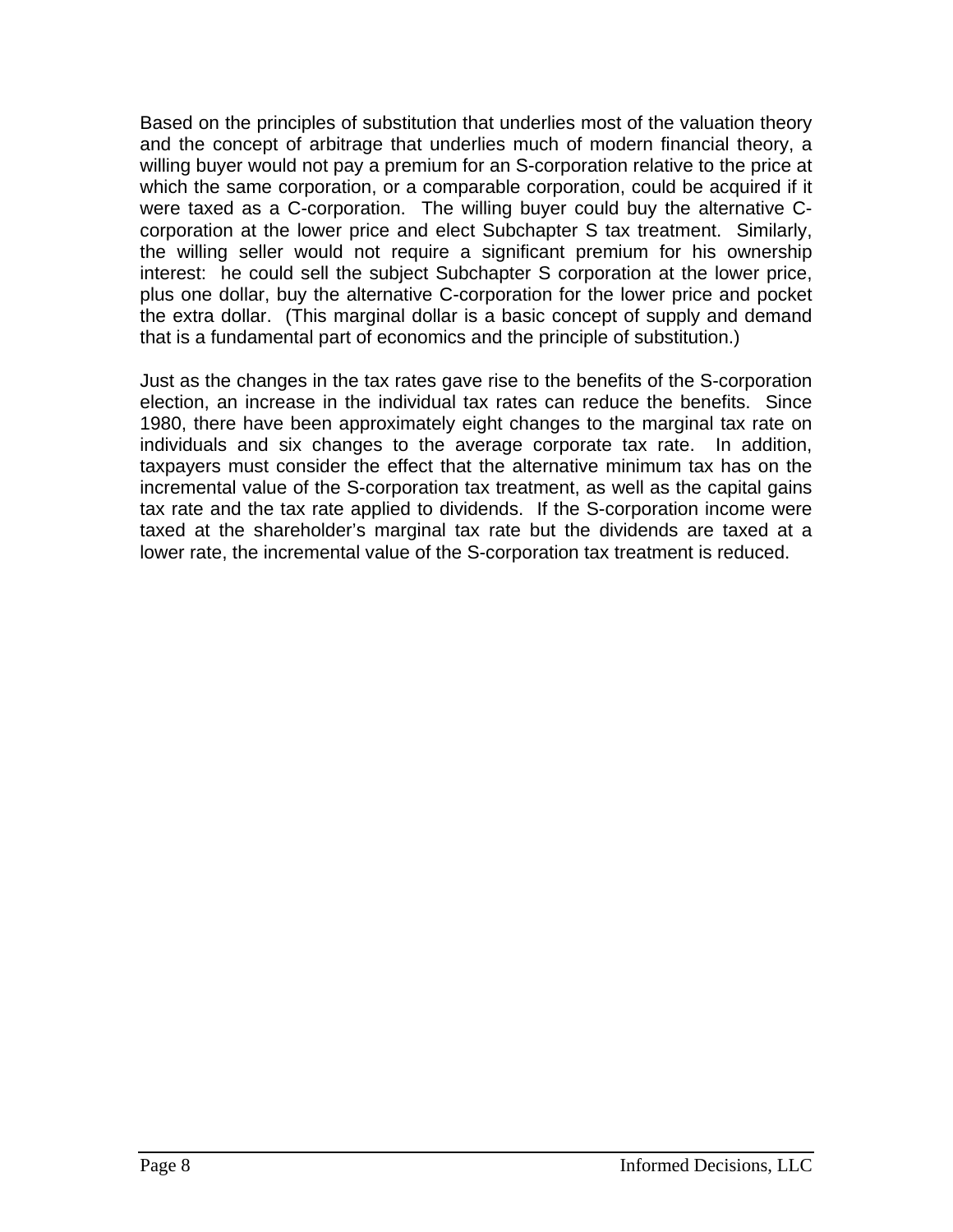Based on the principles of substitution that underlies most of the valuation theory and the concept of arbitrage that underlies much of modern financial theory, a willing buyer would not pay a premium for an S-corporation relative to the price at which the same corporation, or a comparable corporation, could be acquired if it were taxed as a C-corporation. The willing buyer could buy the alternative C-corporation at the lower price and elect Subchapter S tax treatment. Similarly, the willing seller would not require a significant premium for his ownership interest: he could sell the subject Subchapter S corporation at the lower price, plus one dollar, buy the alternative C-corporation for the lower price and pocket the extra dollar. (This marginal dollar is a basic concept of supply and demand that is a fundamental part of economics and the principle of substitution.)

Just as the changes in the tax rates gave rise to the benefits of the S-corporation election, an increase in the individual tax rates can reduce the benefits. Since 1980, there have been approximately eight changes to the marginal tax rate on individuals and six changes to the average corporate tax rate. In addition, taxpayers must consider the effect that the alternative minimum tax has on the incremental value of the S-corporation tax treatment, as well as the capital gains tax rate and the tax rate applied to dividends. If the S-corporation income were taxed at the shareholder's marginal tax rate but the dividends are taxed at a lower rate, the incremental value of the S-corporation tax treatment is reduced.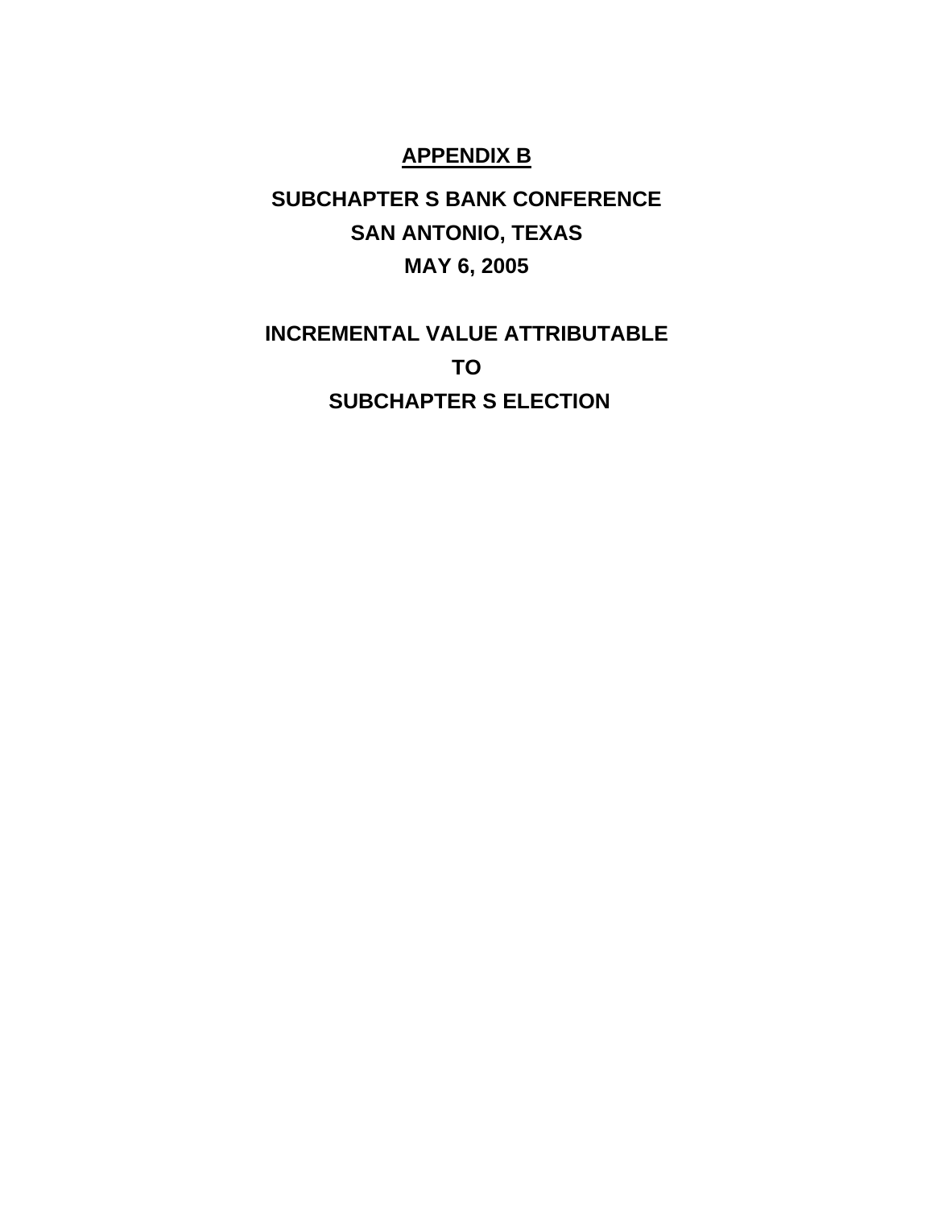# APPENDIX B

## SUBCHAPTER S BANK CONFERENCE
## SAN ANTONIO, TEXAS
## MAY 6, 2005

## INCREMENTAL VALUE ATTRIBUTABLE
## TO
## SUBCHAPTER S ELECTION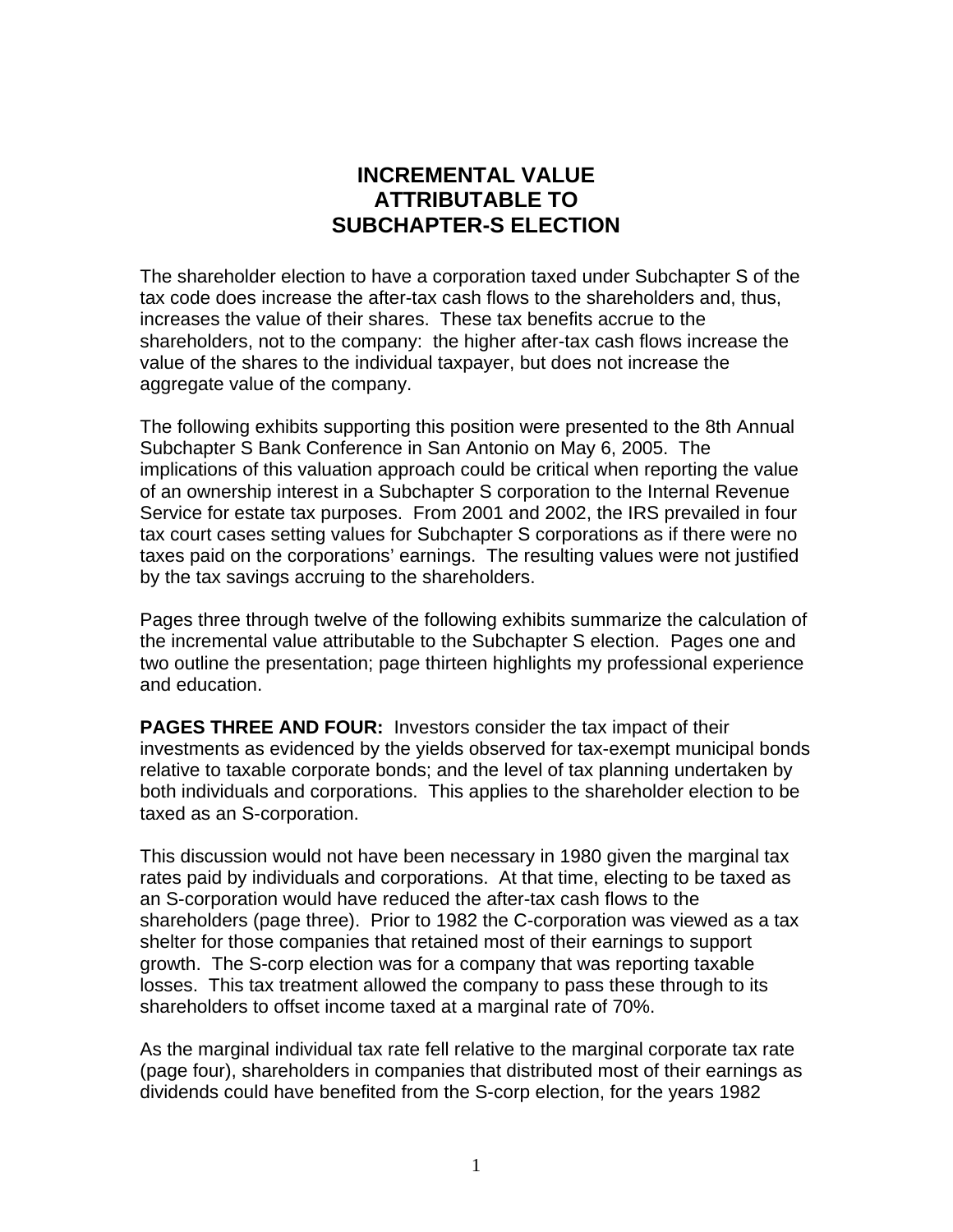# INCREMENTAL VALUE ATTRIBUTABLE TO SUBCHAPTER-S ELECTION

The shareholder election to have a corporation taxed under Subchapter S of the tax code does increase the after-tax cash flows to the shareholders and, thus, increases the value of their shares. These tax benefits accrue to the shareholders, not to the company: the higher after-tax cash flows increase the value of the shares to the individual taxpayer, but does not increase the aggregate value of the company.

The following exhibits supporting this position were presented to the 8th Annual Subchapter S Bank Conference in San Antonio on May 6, 2005. The implications of this valuation approach could be critical when reporting the value of an ownership interest in a Subchapter S corporation to the Internal Revenue Service for estate tax purposes. From 2001 and 2002, the IRS prevailed in four tax court cases setting values for Subchapter S corporations as if there were no taxes paid on the corporations' earnings. The resulting values were not justified by the tax savings accruing to the shareholders.

Pages three through twelve of the following exhibits summarize the calculation of the incremental value attributable to the Subchapter S election. Pages one and two outline the presentation; page thirteen highlights my professional experience and education.

**PAGES THREE AND FOUR:** Investors consider the tax impact of their investments as evidenced by the yields observed for tax-exempt municipal bonds relative to taxable corporate bonds; and the level of tax planning undertaken by both individuals and corporations. This applies to the shareholder election to be taxed as an S-corporation.

This discussion would not have been necessary in 1980 given the marginal tax rates paid by individuals and corporations. At that time, electing to be taxed as an S-corporation would have reduced the after-tax cash flows to the shareholders (page three). Prior to 1982 the C-corporation was viewed as a tax shelter for those companies that retained most of their earnings to support growth. The S-corp election was for a company that was reporting taxable losses. This tax treatment allowed the company to pass these through to its shareholders to offset income taxed at a marginal rate of 70%.

As the marginal individual tax rate fell relative to the marginal corporate tax rate (page four), shareholders in companies that distributed most of their earnings as dividends could have benefited from the S-corp election, for the years 1982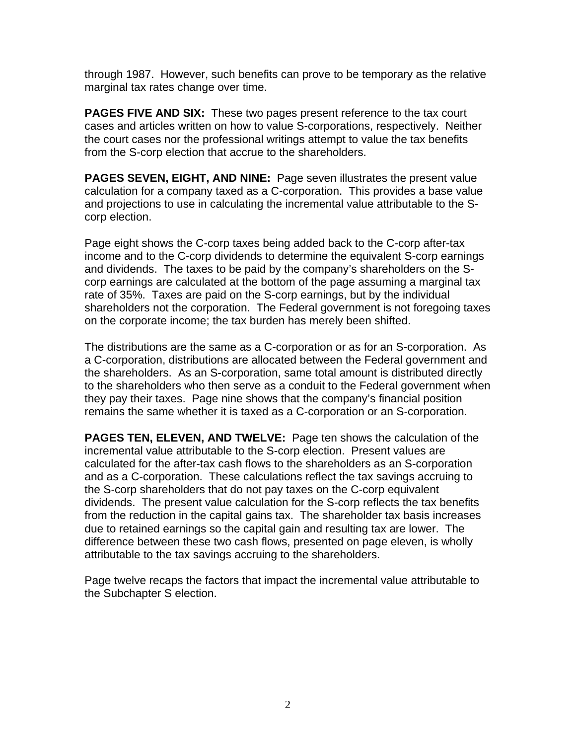through 1987. However, such benefits can prove to be temporary as the relative marginal tax rates change over time.

**PAGES FIVE AND SIX:** These two pages present reference to the tax court cases and articles written on how to value S-corporations, respectively. Neither the court cases nor the professional writings attempt to value the tax benefits from the S-corp election that accrue to the shareholders.

**PAGES SEVEN, EIGHT, AND NINE:** Page seven illustrates the present value calculation for a company taxed as a C-corporation. This provides a base value and projections to use in calculating the incremental value attributable to the S-corp election.

Page eight shows the C-corp taxes being added back to the C-corp after-tax income and to the C-corp dividends to determine the equivalent S-corp earnings and dividends. The taxes to be paid by the company's shareholders on the S-corp earnings are calculated at the bottom of the page assuming a marginal tax rate of 35%. Taxes are paid on the S-corp earnings, but by the individual shareholders not the corporation. The Federal government is not foregoing taxes on the corporate income; the tax burden has merely been shifted.

The distributions are the same as a C-corporation or as for an S-corporation. As a C-corporation, distributions are allocated between the Federal government and the shareholders. As an S-corporation, same total amount is distributed directly to the shareholders who then serve as a conduit to the Federal government when they pay their taxes. Page nine shows that the company's financial position remains the same whether it is taxed as a C-corporation or an S-corporation.

**PAGES TEN, ELEVEN, AND TWELVE:** Page ten shows the calculation of the incremental value attributable to the S-corp election. Present values are calculated for the after-tax cash flows to the shareholders as an S-corporation and as a C-corporation. These calculations reflect the tax savings accruing to the S-corp shareholders that do not pay taxes on the C-corp equivalent dividends. The present value calculation for the S-corp reflects the tax benefits from the reduction in the capital gains tax. The shareholder tax basis increases due to retained earnings so the capital gain and resulting tax are lower. The difference between these two cash flows, presented on page eleven, is wholly attributable to the tax savings accruing to the shareholders.

Page twelve recaps the factors that impact the incremental value attributable to the Subchapter S election.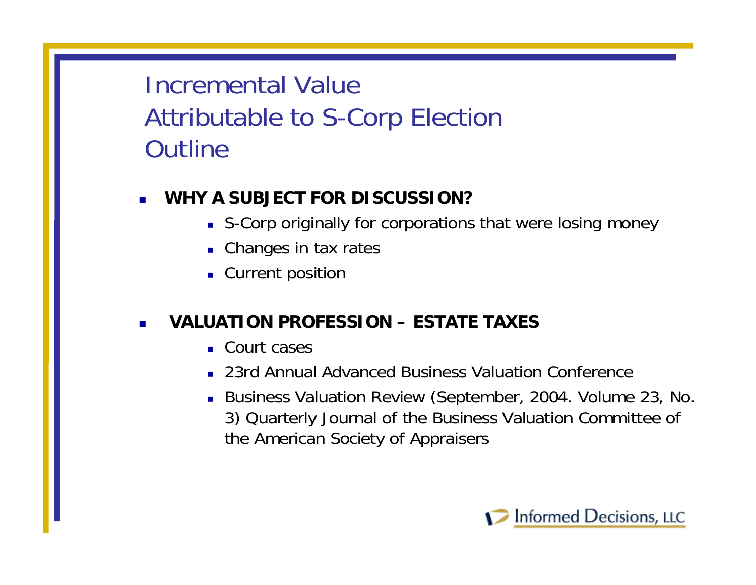# Incremental Value
# Attributable to S-Corp Election
# Outline

- **WHY A SUBJECT FOR DISCUSSION?**
  - S-Corp originally for corporations that were losing money
  - Changes in tax rates
  - Current position

- **VALUATION PROFESSION – ESTATE TAXES**
  - Court cases
  - 23rd Annual Advanced Business Valuation Conference
  - Business Valuation Review (September, 2004. Volume 23, No. 3) Quarterly Journal of the Business Valuation Committee of the American Society of Appraisers

Informed Decisions, LLC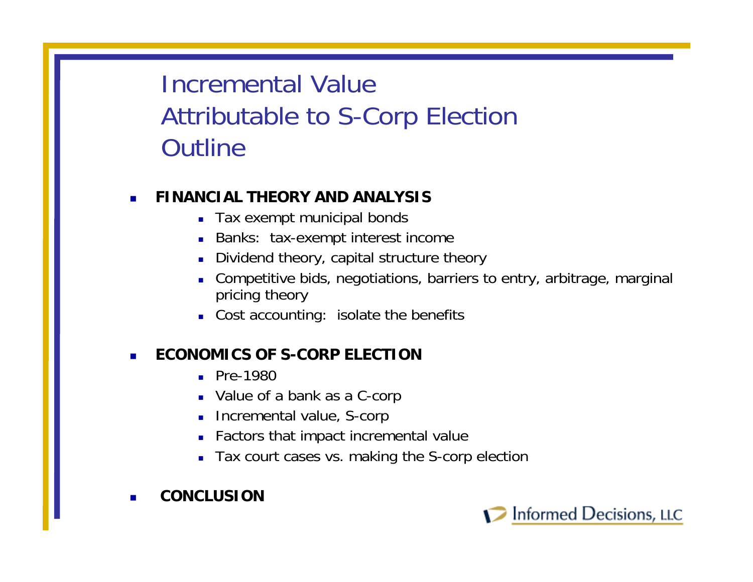# Incremental Value Attributable to S-Corp Election Outline

- **FINANCIAL THEORY AND ANALYSIS**
  - Tax exempt municipal bonds
  - Banks: tax-exempt interest income
  - Dividend theory, capital structure theory
  - Competitive bids, negotiations, barriers to entry, arbitrage, marginal pricing theory
  - Cost accounting: isolate the benefits
- **ECONOMICS OF S-CORP ELECTION**
  - Pre-1980
  - Value of a bank as a C-corp
  - Incremental value, S-corp
  - Factors that impact incremental value
  - Tax court cases vs. making the S-corp election
- **CONCLUSION**

Informed Decisions, LLC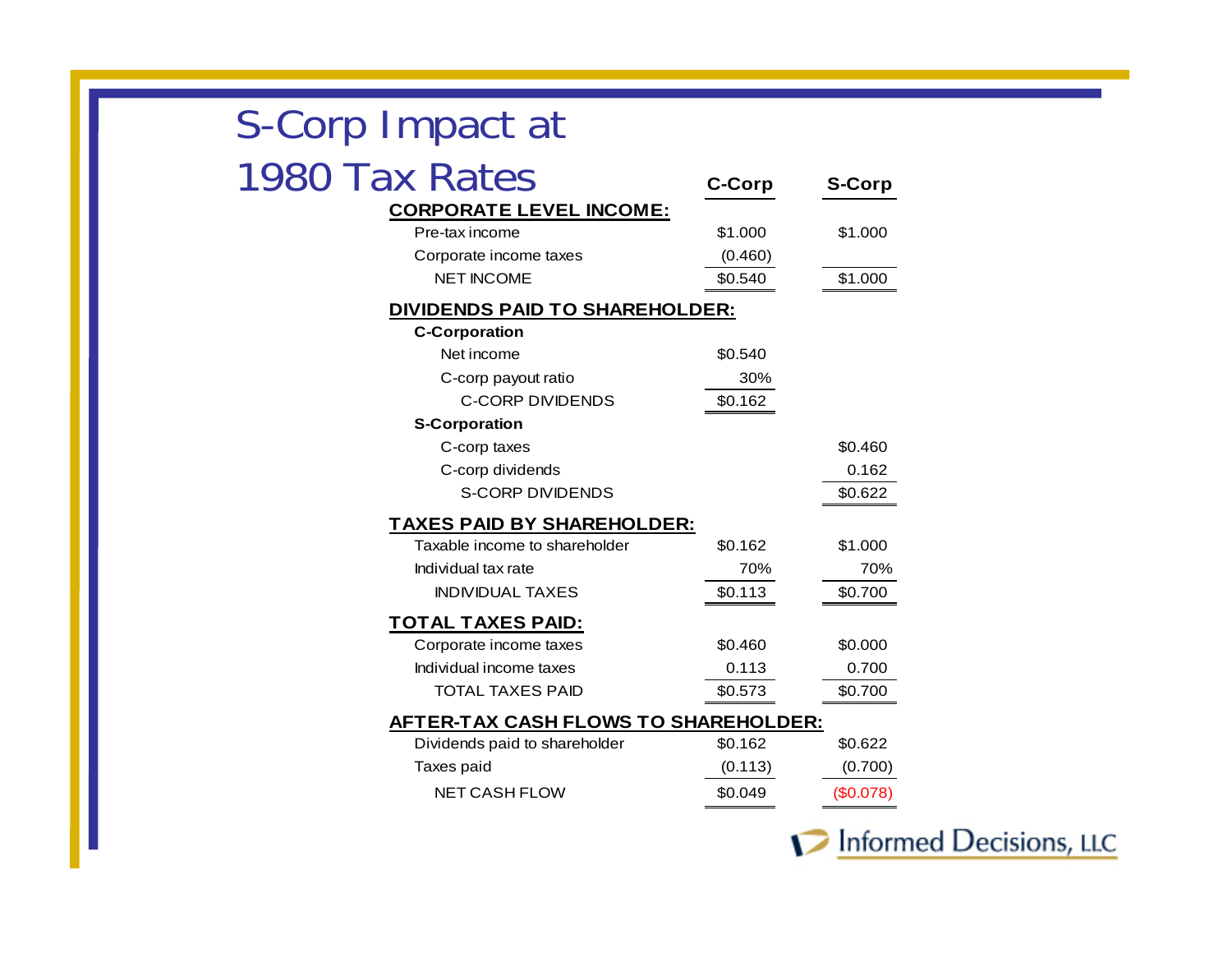# S-Corp Impact at 1980 Tax Rates

| | C-Corp | S-Corp |
|---|---|---|
| **CORPORATE LEVEL INCOME:** | | |
| Pre-tax income | $1.000 | $1.000 |
| Corporate income taxes | (0.460) | |
| NET INCOME | $0.540 | $1.000 |
| **DIVIDENDS PAID TO SHAREHOLDER:** | | |
| **C-Corporation** | | |
| Net income | $0.540 | |
| C-corp payout ratio | 30% | |
| C-CORP DIVIDENDS | $0.162 | |
| **S-Corporation** | | |
| C-corp taxes | | $0.460 |
| C-corp dividends | | 0.162 |
| S-CORP DIVIDENDS | | $0.622 |
| **TAXES PAID BY SHAREHOLDER:** | | |
| Taxable income to shareholder | $0.162 | $1.000 |
| Individual tax rate | 70% | 70% |
| INDIVIDUAL TAXES | $0.113 | $0.700 |
| **TOTAL TAXES PAID:** | | |
| Corporate income taxes | $0.460 | $0.000 |
| Individual income taxes | 0.113 | 0.700 |
| TOTAL TAXES PAID | $0.573 | $0.700 |
| **AFTER-TAX CASH FLOWS TO SHAREHOLDER:** | | |
| Dividends paid to shareholder | $0.162 | $0.622 |
| Taxes paid | (0.113) | (0.700) |
| NET CASH FLOW | $0.049 | ($0.078) |

Informed Decisions, LLC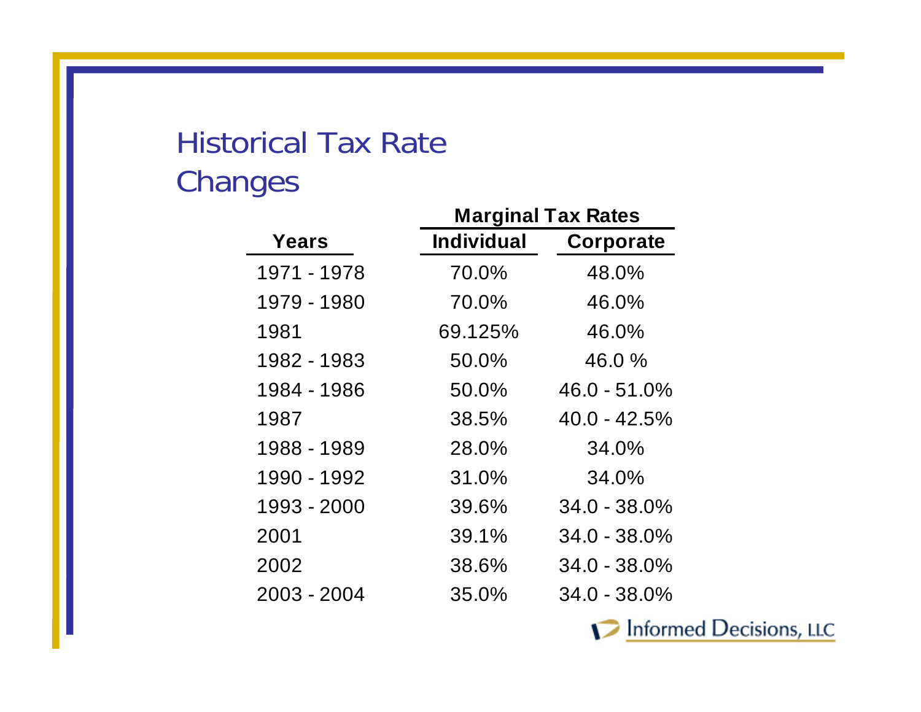# Historical Tax Rate Changes

| Years | Marginal Tax Rates | |
|---|---|---|
| | Individual | Corporate |
| 1971 - 1978 | 70.0% | 48.0% |
| 1979 - 1980 | 70.0% | 46.0% |
| 1981 | 69.125% | 46.0% |
| 1982 - 1983 | 50.0% | 46.0 % |
| 1984 - 1986 | 50.0% | 46.0 - 51.0% |
| 1987 | 38.5% | 40.0 - 42.5% |
| 1988 - 1989 | 28.0% | 34.0% |
| 1990 - 1992 | 31.0% | 34.0% |
| 1993 - 2000 | 39.6% | 34.0 - 38.0% |
| 2001 | 39.1% | 34.0 - 38.0% |
| 2002 | 38.6% | 34.0 - 38.0% |
| 2003 - 2004 | 35.0% | 34.0 - 38.0% |

Informed Decisions, LLC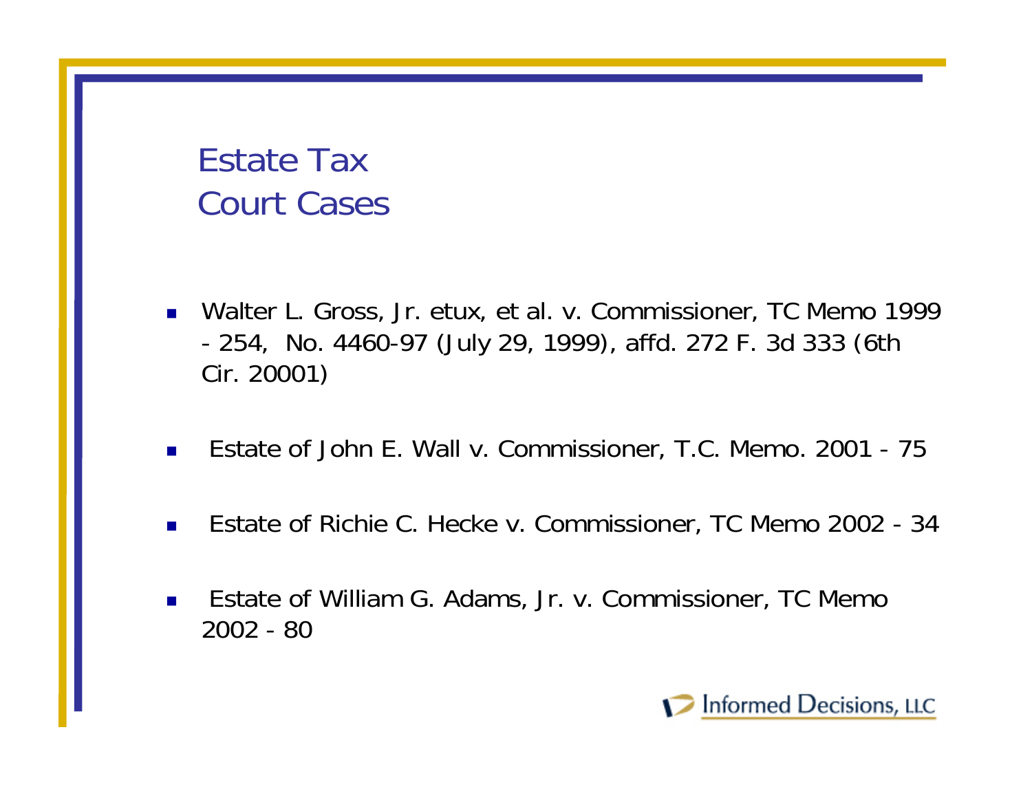# Estate Tax Court Cases

- Walter L. Gross, Jr. etux, et al. v. Commissioner, TC Memo 1999 - 254, No. 4460-97 (July 29, 1999), affd. 272 F. 3d 333 (6th Cir. 20001)
- Estate of John E. Wall v. Commissioner, T.C. Memo. 2001 - 75
- Estate of Richie C. Hecke v. Commissioner, TC Memo 2002 - 34
- Estate of William G. Adams, Jr. v. Commissioner, TC Memo 2002 - 80

Informed Decisions, LLC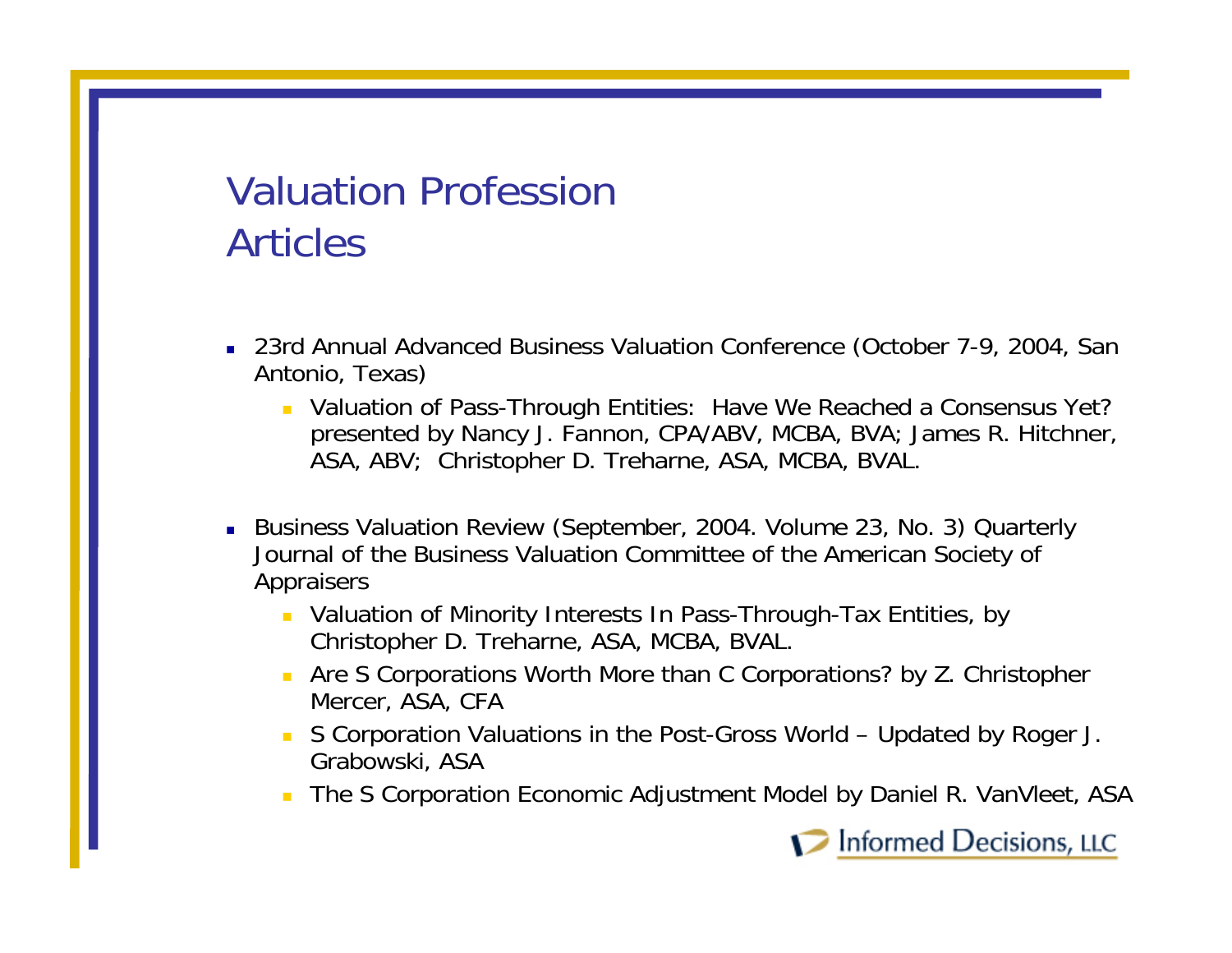# Valuation Profession Articles

- 23rd Annual Advanced Business Valuation Conference (October 7-9, 2004, San Antonio, Texas)
  - Valuation of Pass-Through Entities:  Have We Reached a Consensus Yet? presented by Nancy J. Fannon, CPA/ABV, MCBA, BVA; James R. Hitchner, ASA, ABV;  Christopher D. Treharne, ASA, MCBA, BVAL.
- Business Valuation Review (September, 2004. Volume 23, No. 3) Quarterly Journal of the Business Valuation Committee of the American Society of Appraisers
  - Valuation of Minority Interests In Pass-Through-Tax Entities, by Christopher D. Treharne, ASA, MCBA, BVAL.
  - Are S Corporations Worth More than C Corporations? by Z. Christopher Mercer, ASA, CFA
  - S Corporation Valuations in the Post-Gross World – Updated by Roger J. Grabowski, ASA
  - The S Corporation Economic Adjustment Model by Daniel R. VanVleet, ASA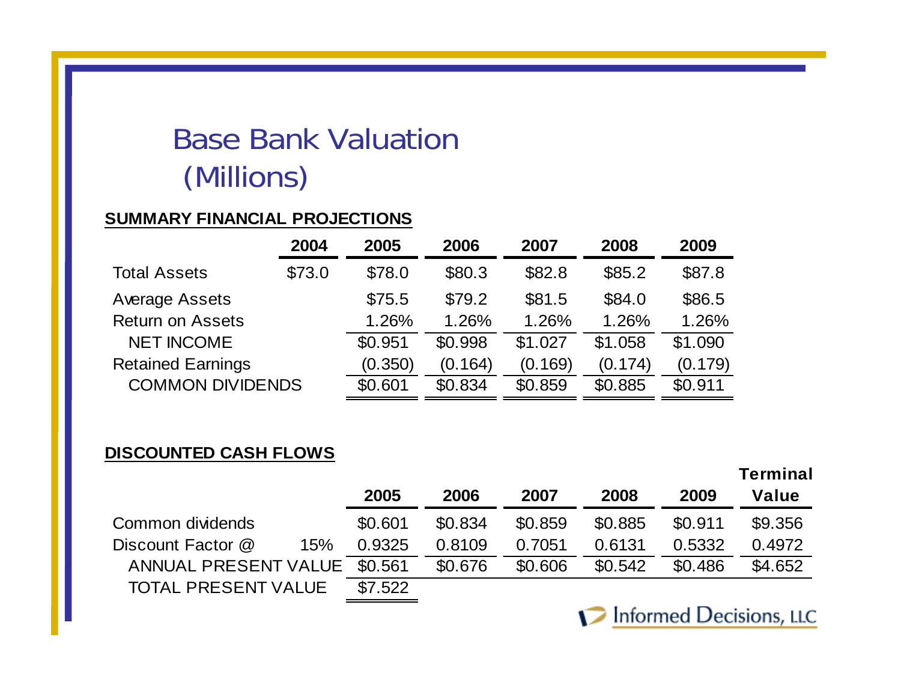# Base Bank Valuation (Millions)

**SUMMARY FINANCIAL PROJECTIONS**

| | 2004 | 2005 | 2006 | 2007 | 2008 | 2009 |
|---|---|---|---|---|---|---|
| Total Assets | $73.0 | $78.0 | $80.3 | $82.8 | $85.2 | $87.8 |
| Average Assets | | $75.5 | $79.2 | $81.5 | $84.0 | $86.5 |
| Return on Assets | | 1.26% | 1.26% | 1.26% | 1.26% | 1.26% |
| NET INCOME | | $0.951 | $0.998 | $1.027 | $1.058 | $1.090 |
| Retained Earnings | | (0.350) | (0.164) | (0.169) | (0.174) | (0.179) |
| COMMON DIVIDENDS | | $0.601 | $0.834 | $0.859 | $0.885 | $0.911 |

**DISCOUNTED CASH FLOWS**

| | | 2005 | 2006 | 2007 | 2008 | 2009 | Terminal Value |
|---|---|---|---|---|---|---|---|
| Common dividends | | $0.601 | $0.834 | $0.859 | $0.885 | $0.911 | $9.356 |
| Discount Factor @ | 15% | 0.9325 | 0.8109 | 0.7051 | 0.6131 | 0.5332 | 0.4972 |
| ANNUAL PRESENT VALUE | | $0.561 | $0.676 | $0.606 | $0.542 | $0.486 | $4.652 |
| TOTAL PRESENT VALUE | | $7.522 | | | | | |

Informed Decisions, LLC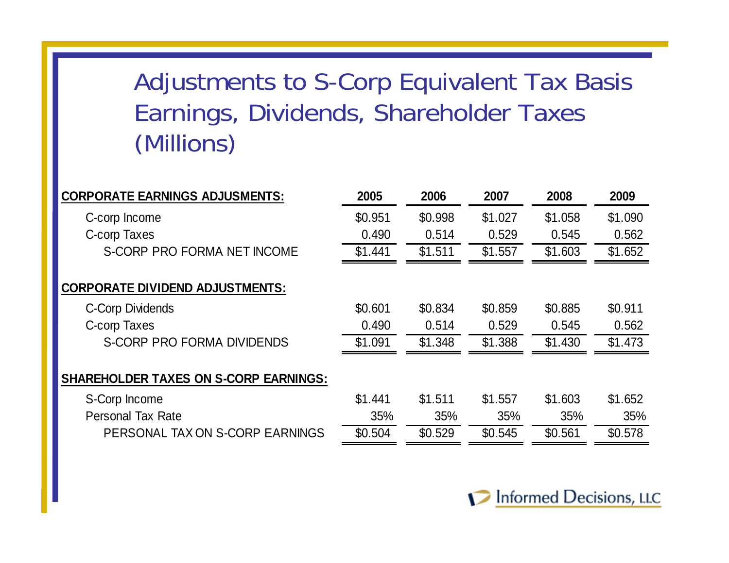# Adjustments to S-Corp Equivalent Tax Basis Earnings, Dividends, Shareholder Taxes (Millions)

| **CORPORATE EARNINGS ADJUSMENTS:** | **2005** | **2006** | **2007** | **2008** | **2009** |
|---|---|---|---|---|---|
| C-corp Income | $0.951 | $0.998 | $1.027 | $1.058 | $1.090 |
| C-corp Taxes | 0.490 | 0.514 | 0.529 | 0.545 | 0.562 |
| S-CORP PRO FORMA NET INCOME | $1.441 | $1.511 | $1.557 | $1.603 | $1.652 |
| **CORPORATE DIVIDEND ADJUSTMENTS:** | | | | | |
| C-Corp Dividends | $0.601 | $0.834 | $0.859 | $0.885 | $0.911 |
| C-corp Taxes | 0.490 | 0.514 | 0.529 | 0.545 | 0.562 |
| S-CORP PRO FORMA DIVIDENDS | $1.091 | $1.348 | $1.388 | $1.430 | $1.473 |
| **SHAREHOLDER TAXES ON S-CORP EARNINGS:** | | | | | |
| S-Corp Income | $1.441 | $1.511 | $1.557 | $1.603 | $1.652 |
| Personal Tax Rate | 35% | 35% | 35% | 35% | 35% |
| PERSONAL TAX ON S-CORP EARNINGS | $0.504 | $0.529 | $0.545 | $0.561 | $0.578 |

Informed Decisions, LLC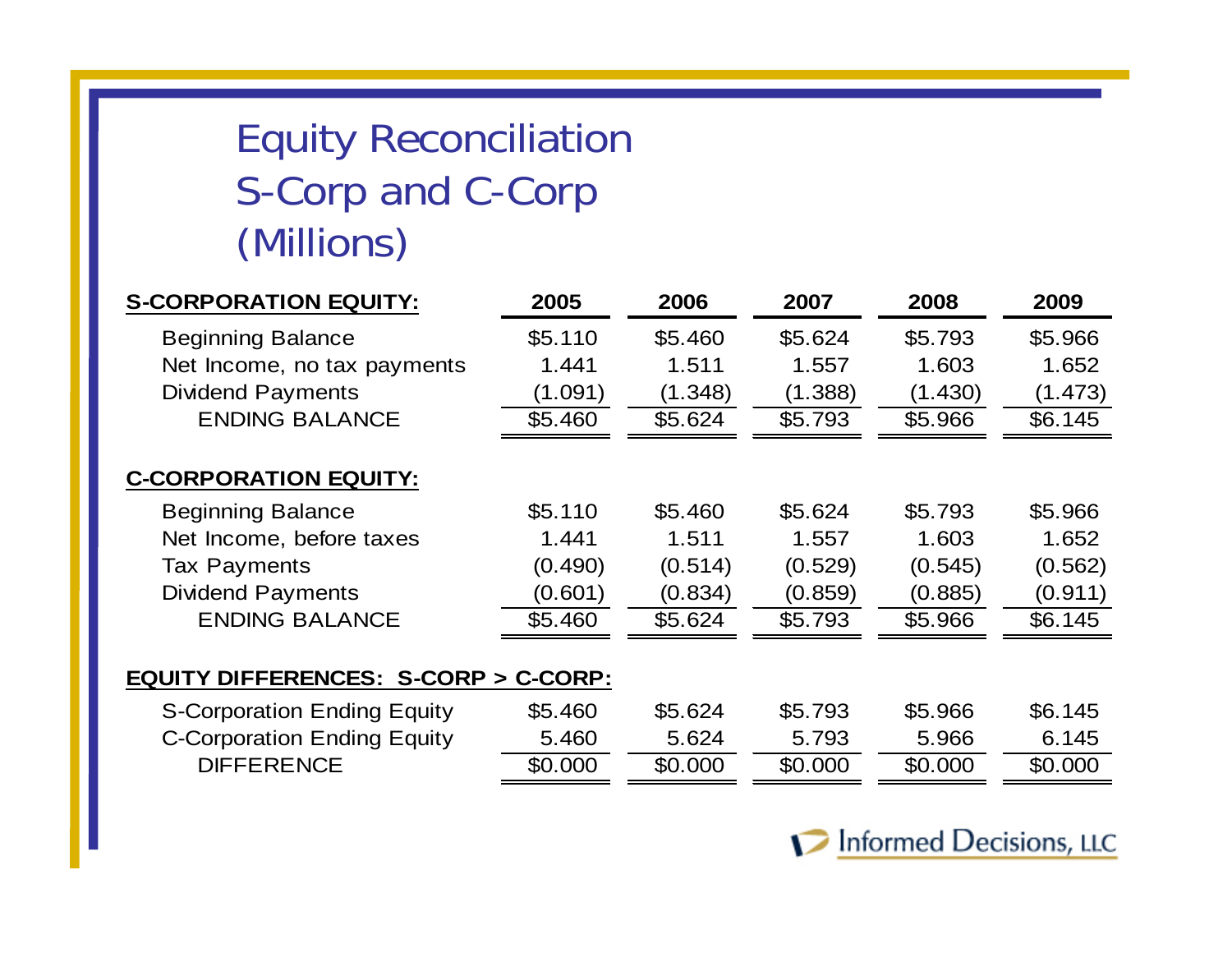# Equity Reconciliation
# S-Corp and C-Corp
# (Millions)

| **S-CORPORATION EQUITY:** | **2005** | **2006** | **2007** | **2008** | **2009** |
|---|---|---|---|---|---|
| Beginning Balance | $5.110 | $5.460 | $5.624 | $5.793 | $5.966 |
| Net Income, no tax payments | 1.441 | 1.511 | 1.557 | 1.603 | 1.652 |
| Dividend Payments | (1.091) | (1.348) | (1.388) | (1.430) | (1.473) |
| ENDING BALANCE | $5.460 | $5.624 | $5.793 | $5.966 | $6.145 |

| **C-CORPORATION EQUITY:** | **2005** | **2006** | **2007** | **2008** | **2009** |
|---|---|---|---|---|---|
| Beginning Balance | $5.110 | $5.460 | $5.624 | $5.793 | $5.966 |
| Net Income, before taxes | 1.441 | 1.511 | 1.557 | 1.603 | 1.652 |
| Tax Payments | (0.490) | (0.514) | (0.529) | (0.545) | (0.562) |
| Dividend Payments | (0.601) | (0.834) | (0.859) | (0.885) | (0.911) |
| ENDING BALANCE | $5.460 | $5.624 | $5.793 | $5.966 | $6.145 |

| **EQUITY DIFFERENCES: S-CORP > C-CORP:** | **2005** | **2006** | **2007** | **2008** | **2009** |
|---|---|---|---|---|---|
| S-Corporation Ending Equity | $5.460 | $5.624 | $5.793 | $5.966 | $6.145 |
| C-Corporation Ending Equity | 5.460 | 5.624 | 5.793 | 5.966 | 6.145 |
| DIFFERENCE | $0.000 | $0.000 | $0.000 | $0.000 | $0.000 |

Informed Decisions, LLC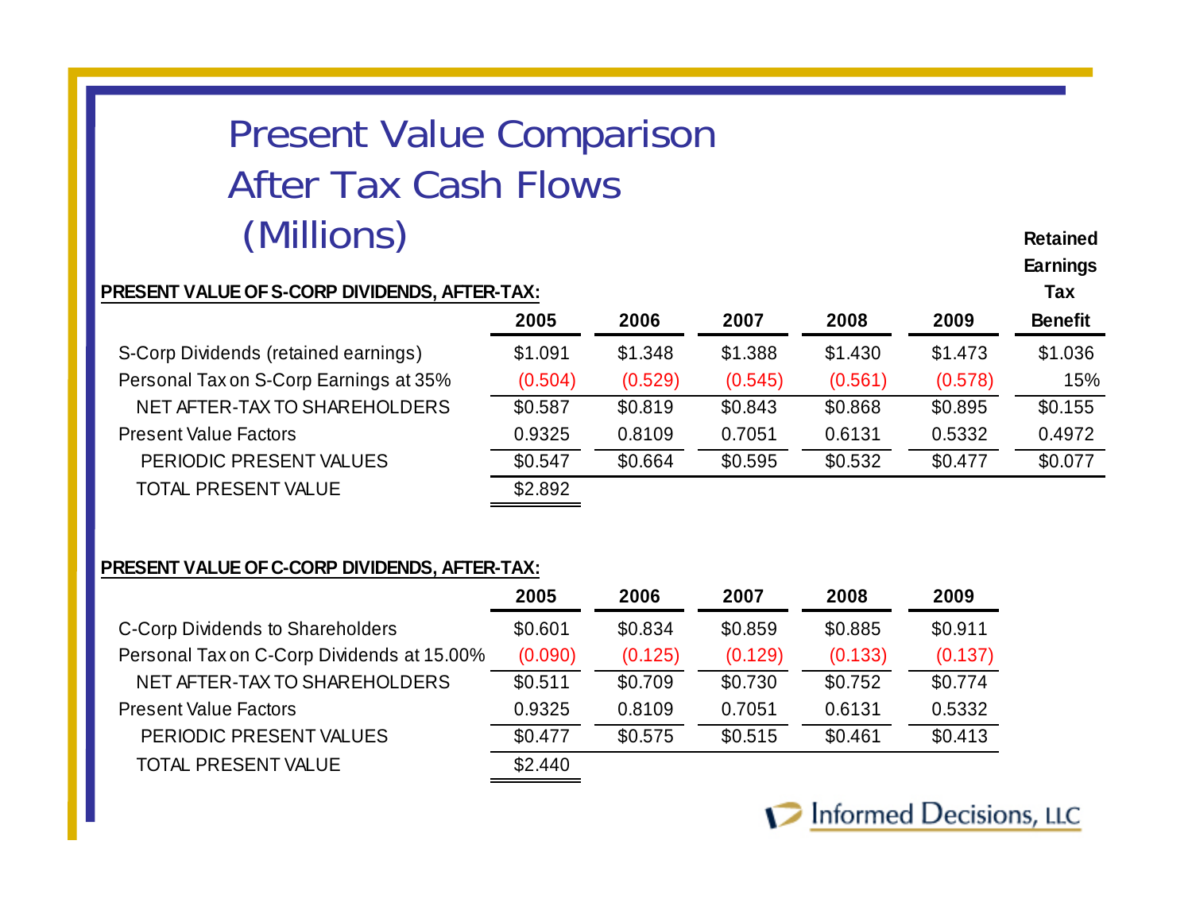# Present Value Comparison After Tax Cash Flows (Millions)

**PRESENT VALUE OF S-CORP DIVIDENDS, AFTER-TAX:**

| | 2005 | 2006 | 2007 | 2008 | 2009 | Retained Earnings Tax Benefit |
|---|---|---|---|---|---|---|
| S-Corp Dividends (retained earnings) | $1.091 | $1.348 | $1.388 | $1.430 | $1.473 | $1.036 |
| Personal Tax on S-Corp Earnings at 35% | (0.504) | (0.529) | (0.545) | (0.561) | (0.578) | 15% |
| NET AFTER-TAX TO SHAREHOLDERS | $0.587 | $0.819 | $0.843 | $0.868 | $0.895 | $0.155 |
| Present Value Factors | 0.9325 | 0.8109 | 0.7051 | 0.6131 | 0.5332 | 0.4972 |
| PERIODIC PRESENT VALUES | $0.547 | $0.664 | $0.595 | $0.532 | $0.477 | $0.077 |
| TOTAL PRESENT VALUE | $2.892 | | | | | |

**PRESENT VALUE OF C-CORP DIVIDENDS, AFTER-TAX:**

| | 2005 | 2006 | 2007 | 2008 | 2009 |
|---|---|---|---|---|---|
| C-Corp Dividends to Shareholders | $0.601 | $0.834 | $0.859 | $0.885 | $0.911 |
| Personal Tax on C-Corp Dividends at 15.00% | (0.090) | (0.125) | (0.129) | (0.133) | (0.137) |
| NET AFTER-TAX TO SHAREHOLDERS | $0.511 | $0.709 | $0.730 | $0.752 | $0.774 |
| Present Value Factors | 0.9325 | 0.8109 | 0.7051 | 0.6131 | 0.5332 |
| PERIODIC PRESENT VALUES | $0.477 | $0.575 | $0.515 | $0.461 | $0.413 |
| TOTAL PRESENT VALUE | $2.440 | | | | |

Informed Decisions, LLC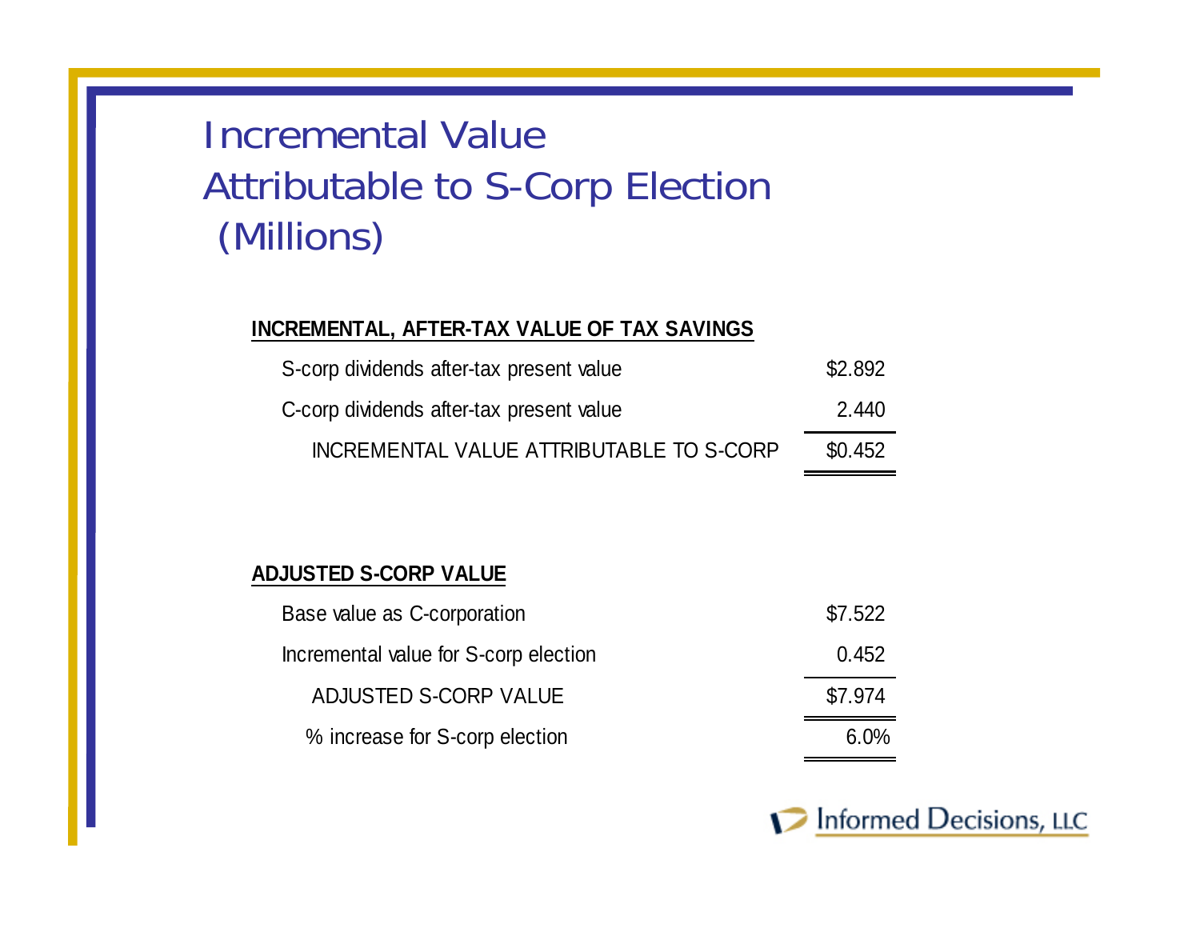# Incremental Value Attributable to S-Corp Election (Millions)

**INCREMENTAL, AFTER-TAX VALUE OF TAX SAVINGS**

| | |
|---|---|
| S-corp dividends after-tax present value | $2.892 |
| C-corp dividends after-tax present value | 2.440 |
| INCREMENTAL VALUE ATTRIBUTABLE TO S-CORP | $0.452 |

**ADJUSTED S-CORP VALUE**

| | |
|---|---|
| Base value as C-corporation | $7.522 |
| Incremental value for S-corp election | 0.452 |
| ADJUSTED S-CORP VALUE | $7.974 |
| % increase for S-corp election | 6.0% |

Informed Decisions, LLC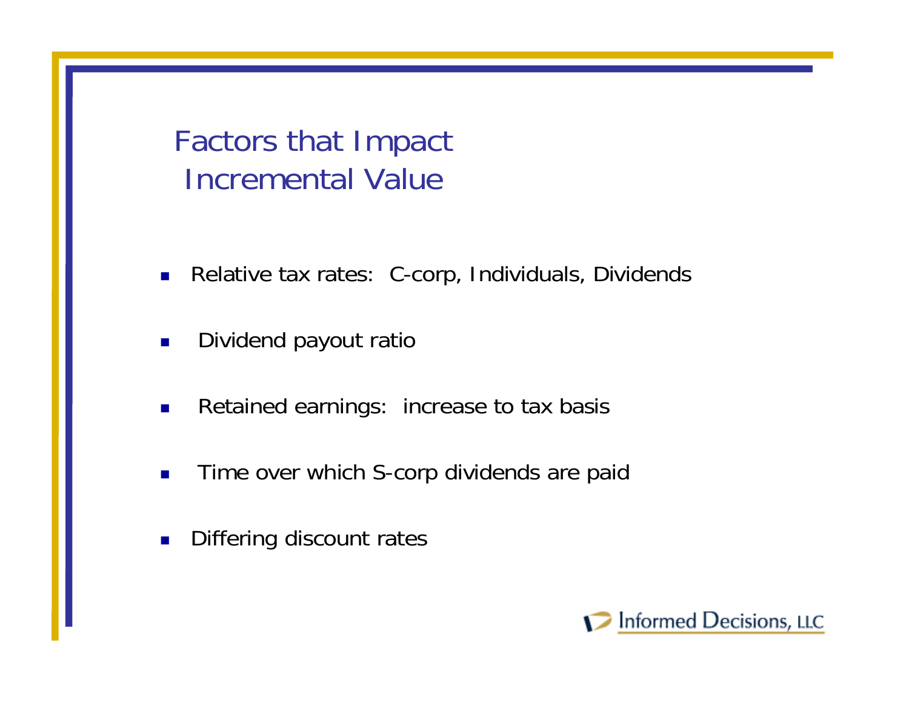# Factors that Impact Incremental Value

- Relative tax rates: C-corp, Individuals, Dividends
- Dividend payout ratio
- Retained earnings: increase to tax basis
- Time over which S-corp dividends are paid
- Differing discount rates

Informed Decisions, LLC